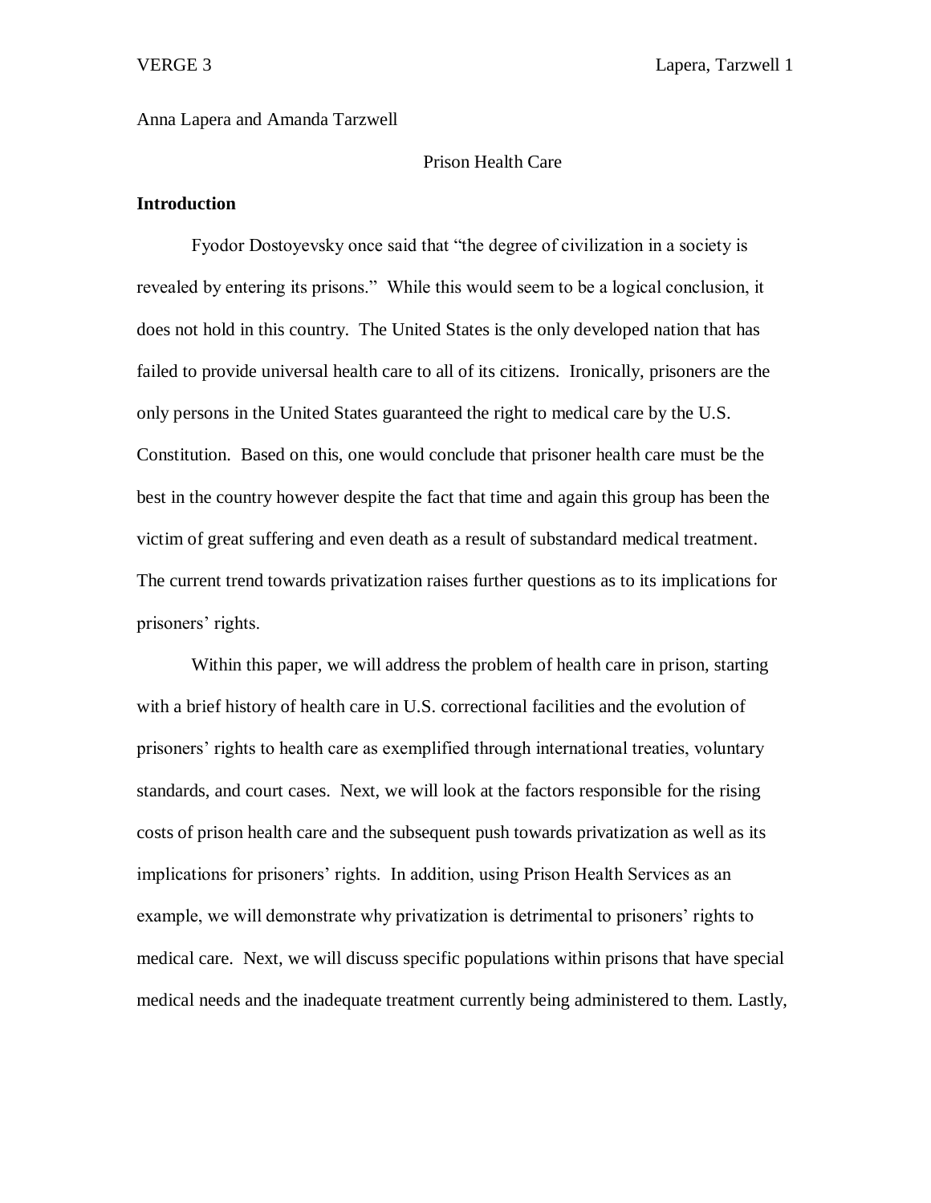Anna Lapera and Amanda Tarzwell

# Prison Health Care

## Introduction

Fyodor Dostoyevsky once said that "the degree of civilization in a society is revealed by entering its prisons." While this would seem to be a logical conclusion, it does not hold in this country. The United States is the only developed nation that has failed to provide universal health care to all of its citizens. Ironically, prisoners are the only persons in the United States guaranteed the right to medical care by the U.S. Constitution. Based on this, one would conclude that prisoner health care must be the best in the country however despite the fact that time and again this group has been the victim of great suffering and even death as a result of substandard medical treatment. The current trend towards privatization raises further questions as to its implications for prisoners' rights.

Within this paper, we will address the problem of health care in prison, starting with a brief history of health care in U.S. correctional facilities and the evolution of prisoners' rights to health care as exemplified through international treaties, voluntary standards, and court cases. Next, we will look at the factors responsible for the rising costs of prison health care and the subsequent push towards privatization as well as its implications for prisoners' rights. In addition, using Prison Health Services as an example, we will demonstrate why privatization is detrimental to prisoners' rights to medical care. Next, we will discuss specific populations within prisons that have special medical needs and the inadequate treatment currently being administered to them. Lastly,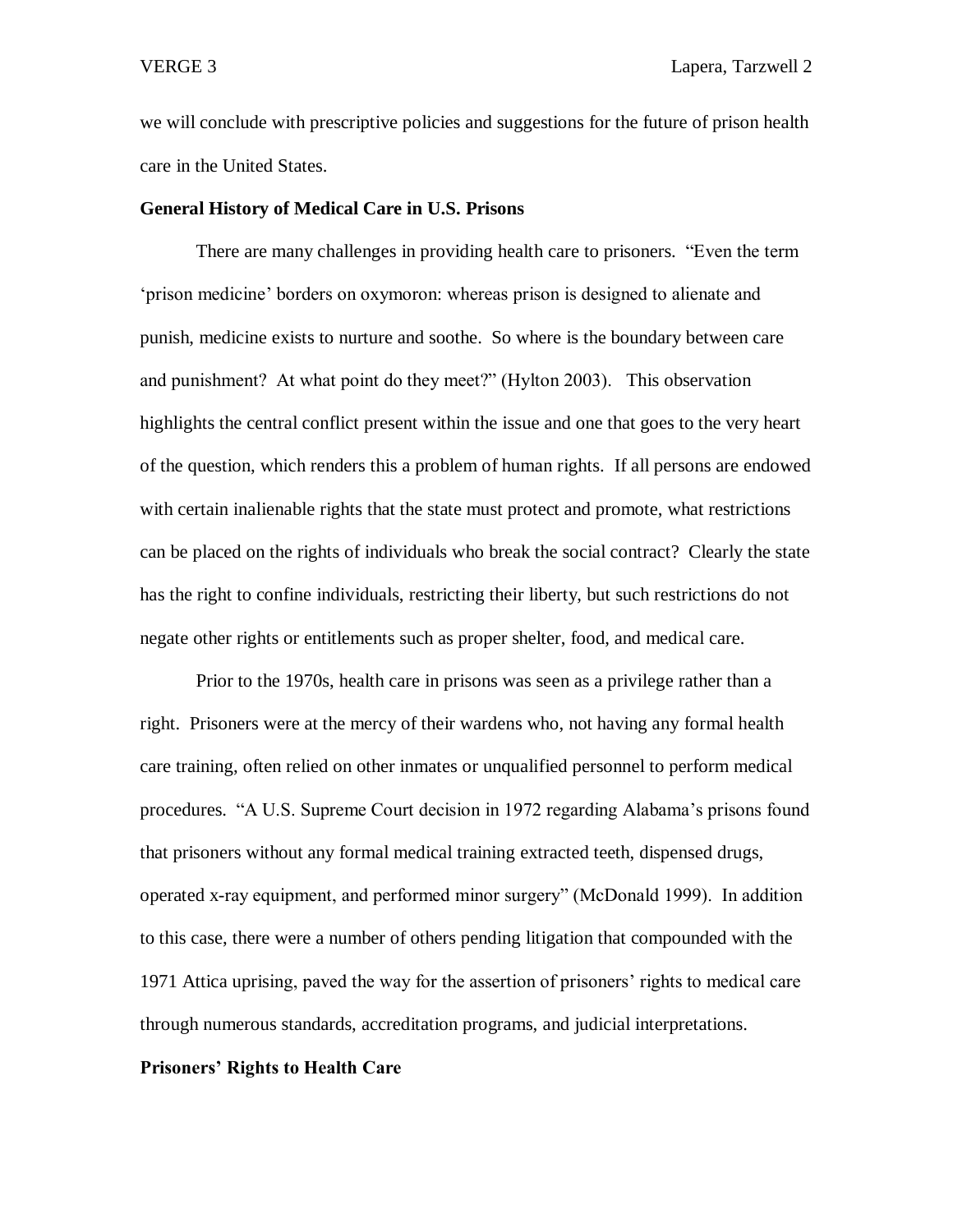we will conclude with prescriptive policies and suggestions for the future of prison health care in the United States.

**General History of Medical Care in U.S. Prisons**

There are many challenges in providing health care to prisoners. "Even the term 'prison medicine' borders on oxymoron: whereas prison is designed to alienate and punish, medicine exists to nurture and soothe. So where is the boundary between care and punishment? At what point do they meet?" (Hylton 2003). This observation highlights the central conflict present within the issue and one that goes to the very heart of the question, which renders this a problem of human rights. If all persons are endowed with certain inalienable rights that the state must protect and promote, what restrictions can be placed on the rights of individuals who break the social contract? Clearly the state has the right to confine individuals, restricting their liberty, but such restrictions do not negate other rights or entitlements such as proper shelter, food, and medical care.

Prior to the 1970s, health care in prisons was seen as a privilege rather than a right. Prisoners were at the mercy of their wardens who, not having any formal health care training, often relied on other inmates or unqualified personnel to perform medical procedures. "A U.S. Supreme Court decision in 1972 regarding Alabama's prisons found that prisoners without any formal medical training extracted teeth, dispensed drugs, operated x-ray equipment, and performed minor surgery" (McDonald 1999). In addition to this case, there were a number of others pending litigation that compounded with the 1971 Attica uprising, paved the way for the assertion of prisoners' rights to medical care through numerous standards, accreditation programs, and judicial interpretations.

**Prisoners' Rights to Health Care**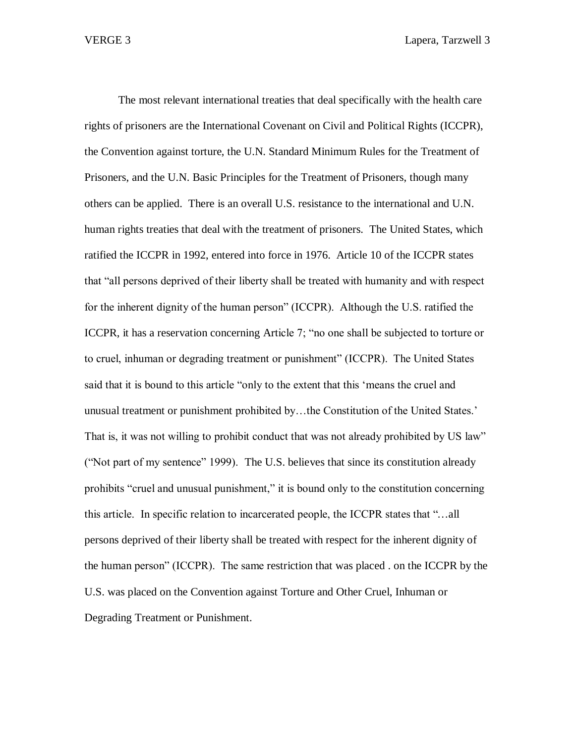The most relevant international treaties that deal specifically with the health care rights of prisoners are the International Covenant on Civil and Political Rights (ICCPR), the Convention against torture, the U.N. Standard Minimum Rules for the Treatment of Prisoners, and the U.N. Basic Principles for the Treatment of Prisoners, though many others can be applied. There is an overall U.S. resistance to the international and U.N. human rights treaties that deal with the treatment of prisoners. The United States, which ratified the ICCPR in 1992, entered into force in 1976. Article 10 of the ICCPR states that "all persons deprived of their liberty shall be treated with humanity and with respect for the inherent dignity of the human person" (ICCPR). Although the U.S. ratified the ICCPR, it has a reservation concerning Article 7; "no one shall be subjected to torture or to cruel, inhuman or degrading treatment or punishment" (ICCPR). The United States said that it is bound to this article "only to the extent that this 'means the cruel and unusual treatment or punishment prohibited by…the Constitution of the United States.' That is, it was not willing to prohibit conduct that was not already prohibited by US law" ("Not part of my sentence" 1999). The U.S. believes that since its constitution already prohibits "cruel and unusual punishment," it is bound only to the constitution concerning this article. In specific relation to incarcerated people, the ICCPR states that "…all persons deprived of their liberty shall be treated with respect for the inherent dignity of the human person" (ICCPR). The same restriction that was placed . on the ICCPR by the U.S. was placed on the Convention against Torture and Other Cruel, Inhuman or Degrading Treatment or Punishment.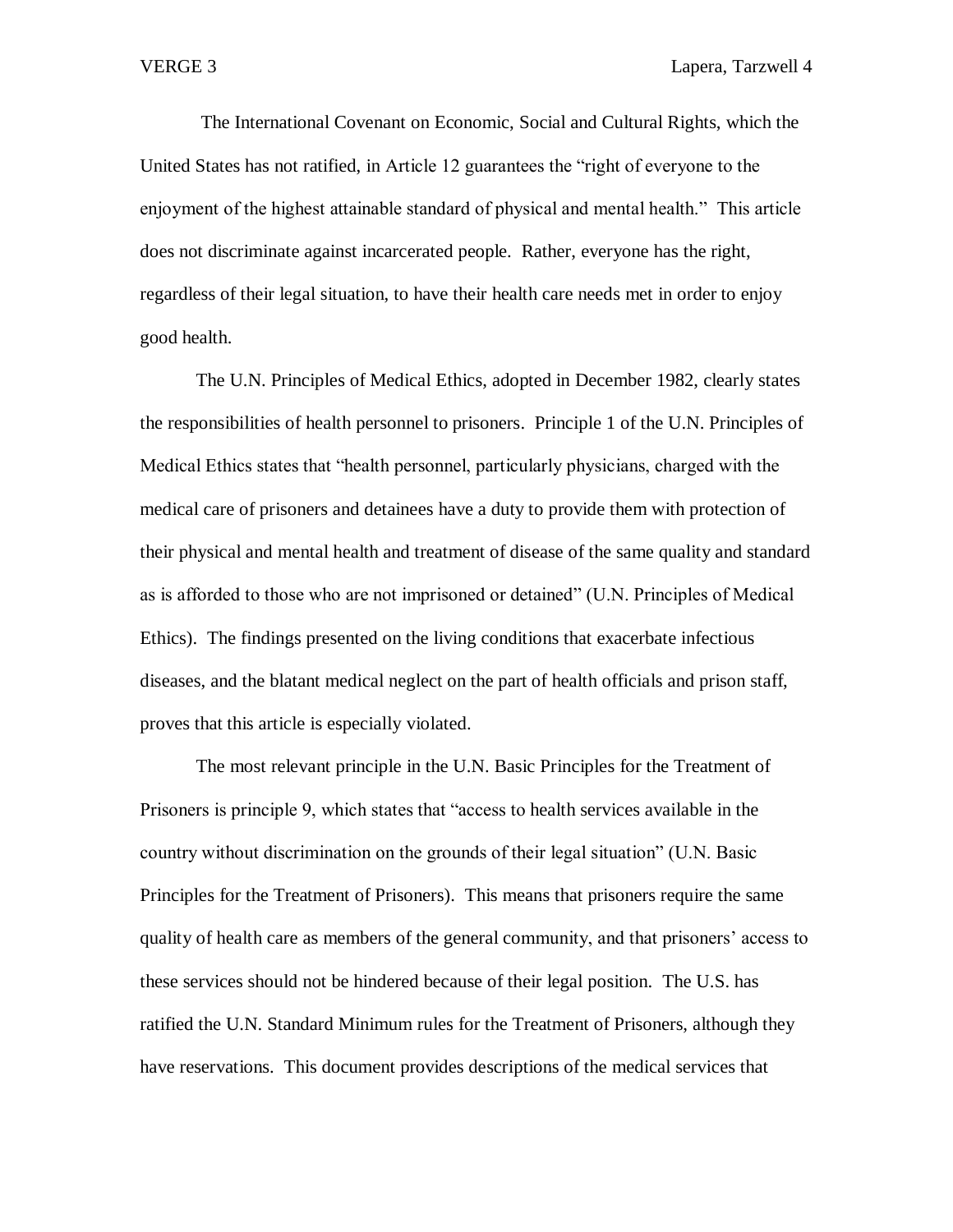The International Covenant on Economic, Social and Cultural Rights, which the United States has not ratified, in Article 12 guarantees the "right of everyone to the enjoyment of the highest attainable standard of physical and mental health." This article does not discriminate against incarcerated people. Rather, everyone has the right, regardless of their legal situation, to have their health care needs met in order to enjoy good health.

The U.N. Principles of Medical Ethics, adopted in December 1982, clearly states the responsibilities of health personnel to prisoners. Principle 1 of the U.N. Principles of Medical Ethics states that "health personnel, particularly physicians, charged with the medical care of prisoners and detainees have a duty to provide them with protection of their physical and mental health and treatment of disease of the same quality and standard as is afforded to those who are not imprisoned or detained" (U.N. Principles of Medical Ethics). The findings presented on the living conditions that exacerbate infectious diseases, and the blatant medical neglect on the part of health officials and prison staff, proves that this article is especially violated.

The most relevant principle in the U.N. Basic Principles for the Treatment of Prisoners is principle 9, which states that "access to health services available in the country without discrimination on the grounds of their legal situation" (U.N. Basic Principles for the Treatment of Prisoners). This means that prisoners require the same quality of health care as members of the general community, and that prisoners' access to these services should not be hindered because of their legal position. The U.S. has ratified the U.N. Standard Minimum rules for the Treatment of Prisoners, although they have reservations. This document provides descriptions of the medical services that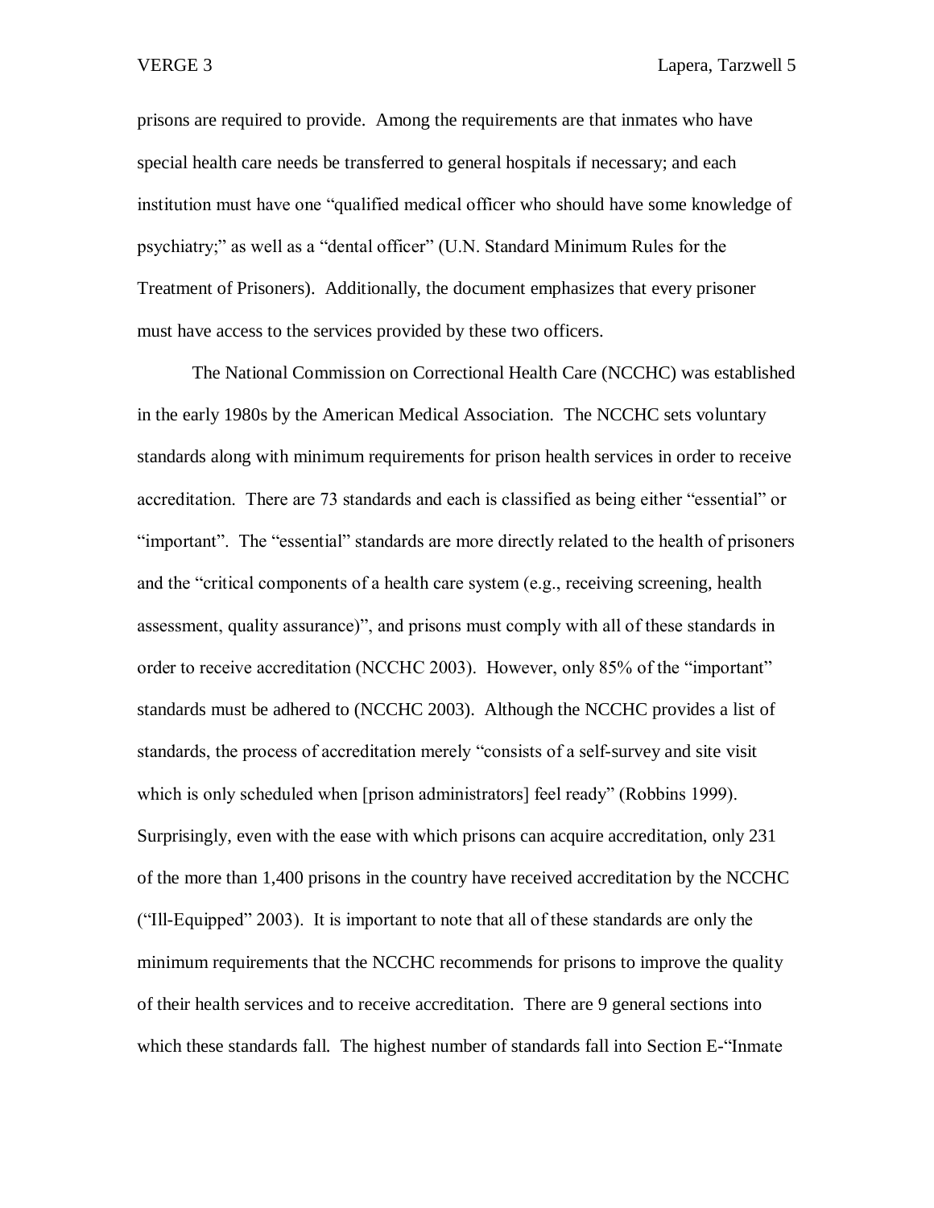prisons are required to provide. Among the requirements are that inmates who have special health care needs be transferred to general hospitals if necessary; and each institution must have one "qualified medical officer who should have some knowledge of psychiatry;" as well as a "dental officer" (U.N. Standard Minimum Rules for the Treatment of Prisoners). Additionally, the document emphasizes that every prisoner must have access to the services provided by these two officers.

The National Commission on Correctional Health Care (NCCHC) was established in the early 1980s by the American Medical Association. The NCCHC sets voluntary standards along with minimum requirements for prison health services in order to receive accreditation. There are 73 standards and each is classified as being either "essential" or "important". The "essential" standards are more directly related to the health of prisoners and the "critical components of a health care system (e.g., receiving screening, health assessment, quality assurance)", and prisons must comply with all of these standards in order to receive accreditation (NCCHC 2003). However, only 85% of the "important" standards must be adhered to (NCCHC 2003). Although the NCCHC provides a list of standards, the process of accreditation merely "consists of a self-survey and site visit which is only scheduled when [prison administrators] feel ready" (Robbins 1999). Surprisingly, even with the ease with which prisons can acquire accreditation, only 231 of the more than 1,400 prisons in the country have received accreditation by the NCCHC ("Ill-Equipped" 2003). It is important to note that all of these standards are only the minimum requirements that the NCCHC recommends for prisons to improve the quality of their health services and to receive accreditation. There are 9 general sections into which these standards fall. The highest number of standards fall into Section E-"Inmate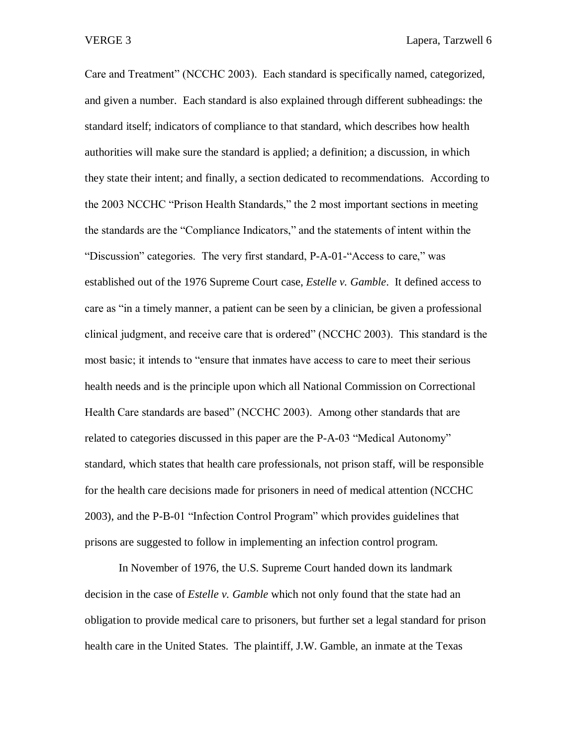Care and Treatment" (NCCHC 2003). Each standard is specifically named, categorized, and given a number. Each standard is also explained through different subheadings: the standard itself; indicators of compliance to that standard, which describes how health authorities will make sure the standard is applied; a definition; a discussion, in which they state their intent; and finally, a section dedicated to recommendations. According to the 2003 NCCHC "Prison Health Standards," the 2 most important sections in meeting the standards are the "Compliance Indicators," and the statements of intent within the "Discussion" categories. The very first standard, P-A-01-"Access to care," was established out of the 1976 Supreme Court case, *Estelle v. Gamble*. It defined access to care as "in a timely manner, a patient can be seen by a clinician, be given a professional clinical judgment, and receive care that is ordered" (NCCHC 2003). This standard is the most basic; it intends to "ensure that inmates have access to care to meet their serious health needs and is the principle upon which all National Commission on Correctional Health Care standards are based" (NCCHC 2003). Among other standards that are related to categories discussed in this paper are the P-A-03 "Medical Autonomy" standard, which states that health care professionals, not prison staff, will be responsible for the health care decisions made for prisoners in need of medical attention (NCCHC 2003), and the P-B-01 "Infection Control Program" which provides guidelines that prisons are suggested to follow in implementing an infection control program.

In November of 1976, the U.S. Supreme Court handed down its landmark decision in the case of *Estelle v. Gamble* which not only found that the state had an obligation to provide medical care to prisoners, but further set a legal standard for prison health care in the United States. The plaintiff, J.W. Gamble, an inmate at the Texas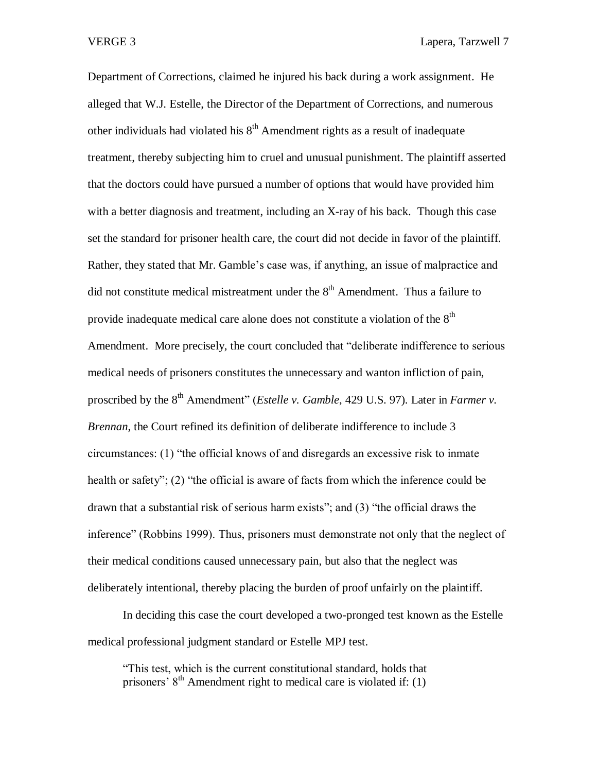Department of Corrections, claimed he injured his back during a work assignment. He alleged that W.J. Estelle, the Director of the Department of Corrections, and numerous other individuals had violated his 8th Amendment rights as a result of inadequate treatment, thereby subjecting him to cruel and unusual punishment. The plaintiff asserted that the doctors could have pursued a number of options that would have provided him with a better diagnosis and treatment, including an X-ray of his back. Though this case set the standard for prisoner health care, the court did not decide in favor of the plaintiff. Rather, they stated that Mr. Gamble's case was, if anything, an issue of malpractice and did not constitute medical mistreatment under the 8th Amendment. Thus a failure to provide inadequate medical care alone does not constitute a violation of the 8th Amendment. More precisely, the court concluded that "deliberate indifference to serious medical needs of prisoners constitutes the unnecessary and wanton infliction of pain, proscribed by the 8th Amendment" (*Estelle v. Gamble*, 429 U.S. 97). Later in *Farmer v. Brennan*, the Court refined its definition of deliberate indifference to include 3 circumstances: (1) "the official knows of and disregards an excessive risk to inmate health or safety"; (2) "the official is aware of facts from which the inference could be drawn that a substantial risk of serious harm exists"; and (3) "the official draws the inference" (Robbins 1999). Thus, prisoners must demonstrate not only that the neglect of their medical conditions caused unnecessary pain, but also that the neglect was deliberately intentional, thereby placing the burden of proof unfairly on the plaintiff.

In deciding this case the court developed a two-pronged test known as the Estelle medical professional judgment standard or Estelle MPJ test.

> "This test, which is the current constitutional standard, holds that prisoners' 8th Amendment right to medical care is violated if: (1)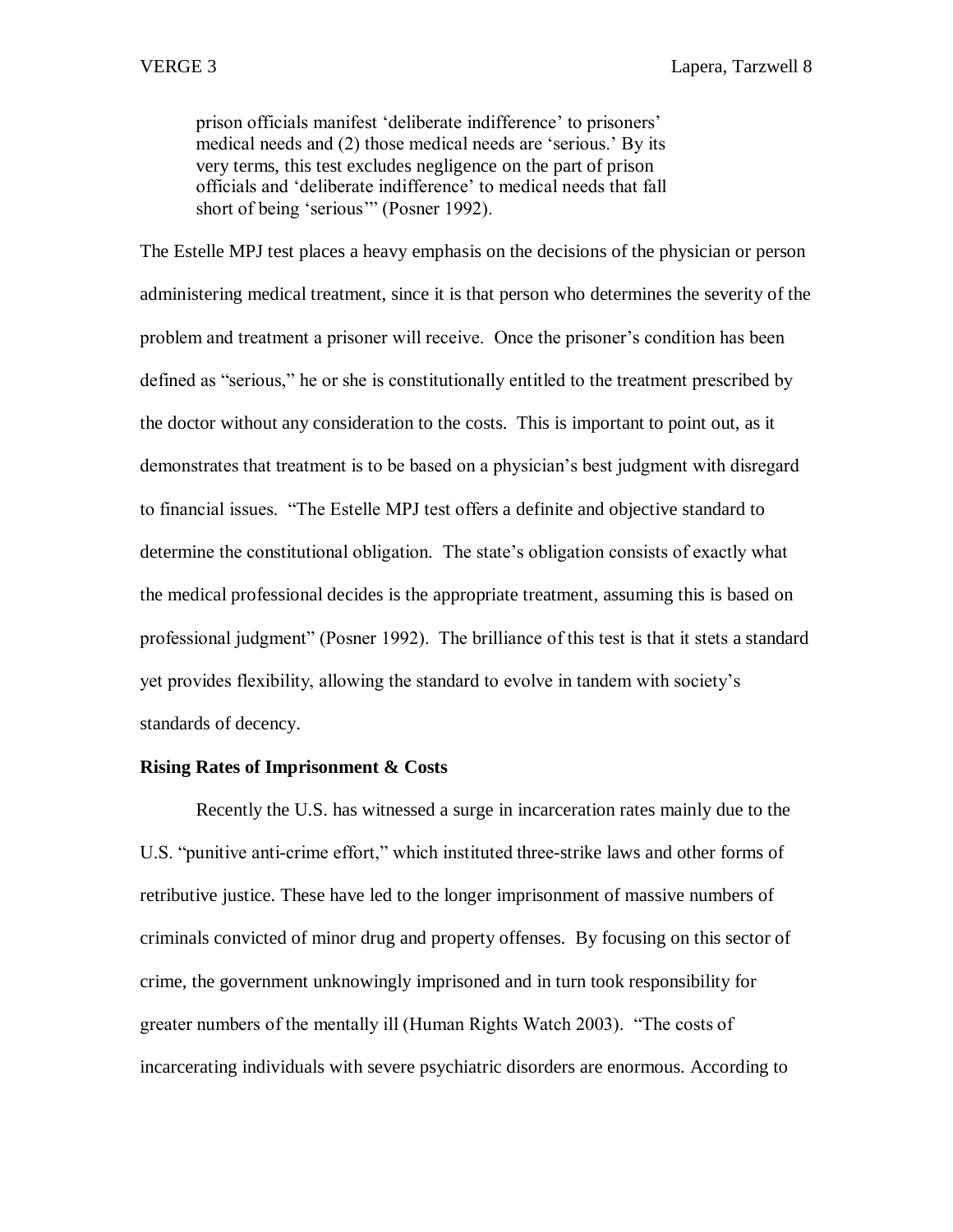> prison officials manifest 'deliberate indifference' to prisoners' medical needs and (2) those medical needs are 'serious.' By its very terms, this test excludes negligence on the part of prison officials and 'deliberate indifference' to medical needs that fall short of being 'serious'" (Posner 1992).

The Estelle MPJ test places a heavy emphasis on the decisions of the physician or person administering medical treatment, since it is that person who determines the severity of the problem and treatment a prisoner will receive. Once the prisoner's condition has been defined as "serious," he or she is constitutionally entitled to the treatment prescribed by the doctor without any consideration to the costs. This is important to point out, as it demonstrates that treatment is to be based on a physician's best judgment with disregard to financial issues. "The Estelle MPJ test offers a definite and objective standard to determine the constitutional obligation. The state's obligation consists of exactly what the medical professional decides is the appropriate treatment, assuming this is based on professional judgment" (Posner 1992). The brilliance of this test is that it stets a standard yet provides flexibility, allowing the standard to evolve in tandem with society's standards of decency.

**Rising Rates of Imprisonment & Costs**

Recently the U.S. has witnessed a surge in incarceration rates mainly due to the U.S. "punitive anti-crime effort," which instituted three-strike laws and other forms of retributive justice. These have led to the longer imprisonment of massive numbers of criminals convicted of minor drug and property offenses. By focusing on this sector of crime, the government unknowingly imprisoned and in turn took responsibility for greater numbers of the mentally ill (Human Rights Watch 2003). "The costs of incarcerating individuals with severe psychiatric disorders are enormous. According to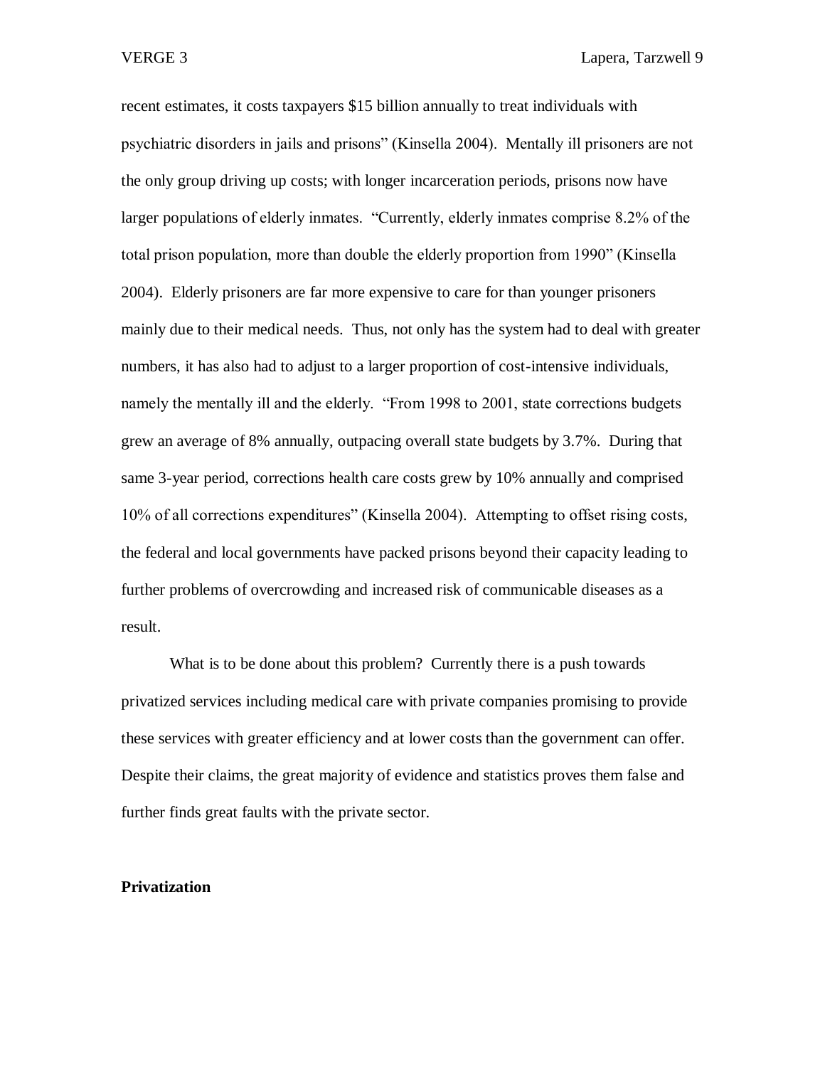recent estimates, it costs taxpayers $15 billion annually to treat individuals with psychiatric disorders in jails and prisons" (Kinsella 2004). Mentally ill prisoners are not the only group driving up costs; with longer incarceration periods, prisons now have larger populations of elderly inmates. "Currently, elderly inmates comprise 8.2% of the total prison population, more than double the elderly proportion from 1990" (Kinsella 2004). Elderly prisoners are far more expensive to care for than younger prisoners mainly due to their medical needs. Thus, not only has the system had to deal with greater numbers, it has also had to adjust to a larger proportion of cost-intensive individuals, namely the mentally ill and the elderly. "From 1998 to 2001, state corrections budgets grew an average of 8% annually, outpacing overall state budgets by 3.7%. During that same 3-year period, corrections health care costs grew by 10% annually and comprised 10% of all corrections expenditures" (Kinsella 2004). Attempting to offset rising costs, the federal and local governments have packed prisons beyond their capacity leading to further problems of overcrowding and increased risk of communicable diseases as a result.

What is to be done about this problem? Currently there is a push towards privatized services including medical care with private companies promising to provide these services with greater efficiency and at lower costs than the government can offer. Despite their claims, the great majority of evidence and statistics proves them false and further finds great faults with the private sector.

**Privatization**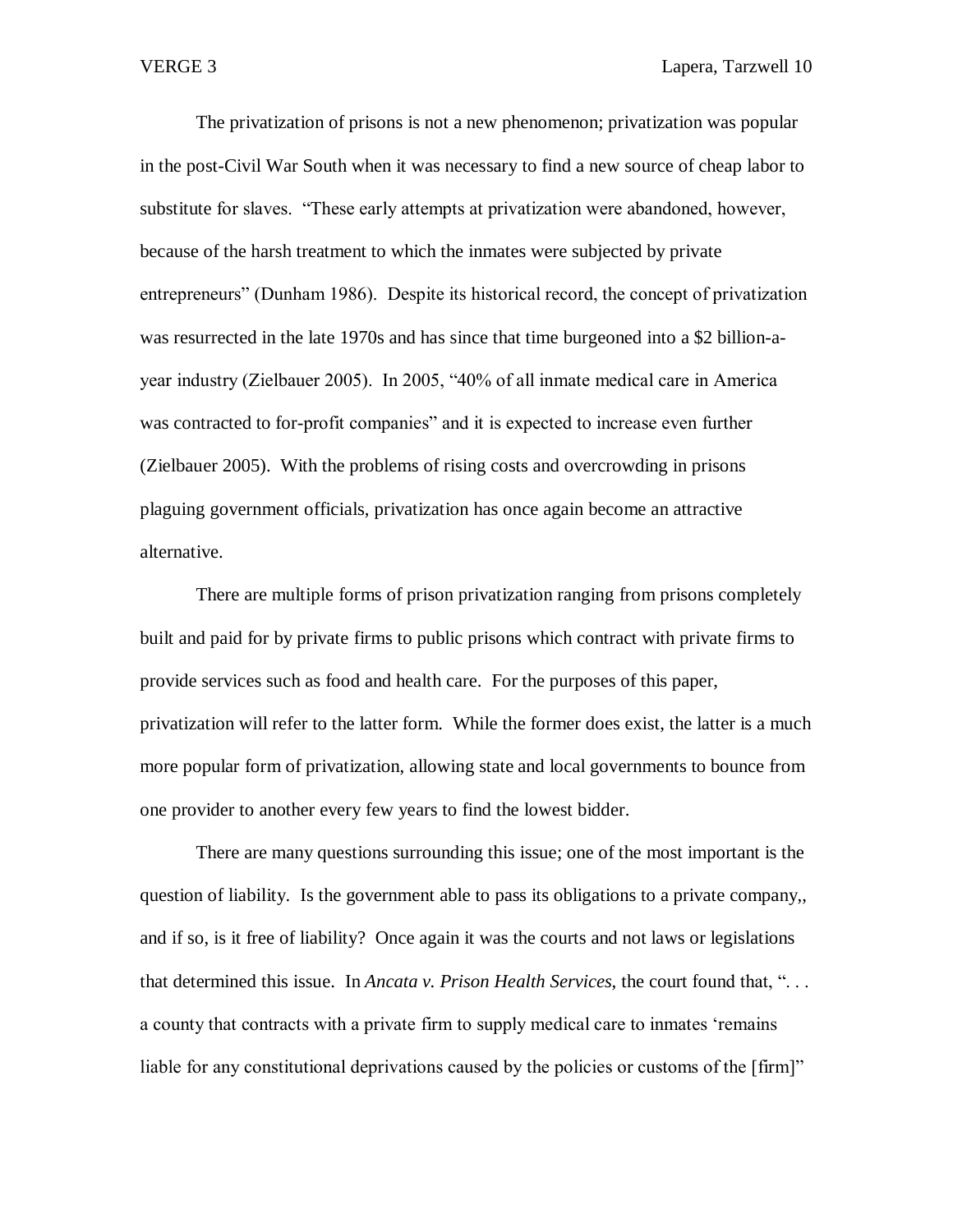The privatization of prisons is not a new phenomenon; privatization was popular in the post-Civil War South when it was necessary to find a new source of cheap labor to substitute for slaves. "These early attempts at privatization were abandoned, however, because of the harsh treatment to which the inmates were subjected by private entrepreneurs" (Dunham 1986). Despite its historical record, the concept of privatization was resurrected in the late 1970s and has since that time burgeoned into a $2 billion-a-year industry (Zielbauer 2005). In 2005, "40% of all inmate medical care in America was contracted to for-profit companies" and it is expected to increase even further (Zielbauer 2005). With the problems of rising costs and overcrowding in prisons plaguing government officials, privatization has once again become an attractive alternative.

There are multiple forms of prison privatization ranging from prisons completely built and paid for by private firms to public prisons which contract with private firms to provide services such as food and health care. For the purposes of this paper, privatization will refer to the latter form. While the former does exist, the latter is a much more popular form of privatization, allowing state and local governments to bounce from one provider to another every few years to find the lowest bidder.

There are many questions surrounding this issue; one of the most important is the question of liability. Is the government able to pass its obligations to a private company,, and if so, is it free of liability? Once again it was the courts and not laws or legislations that determined this issue. In *Ancata v. Prison Health Services*, the court found that, ". . . a county that contracts with a private firm to supply medical care to inmates 'remains liable for any constitutional deprivations caused by the policies or customs of the [firm]"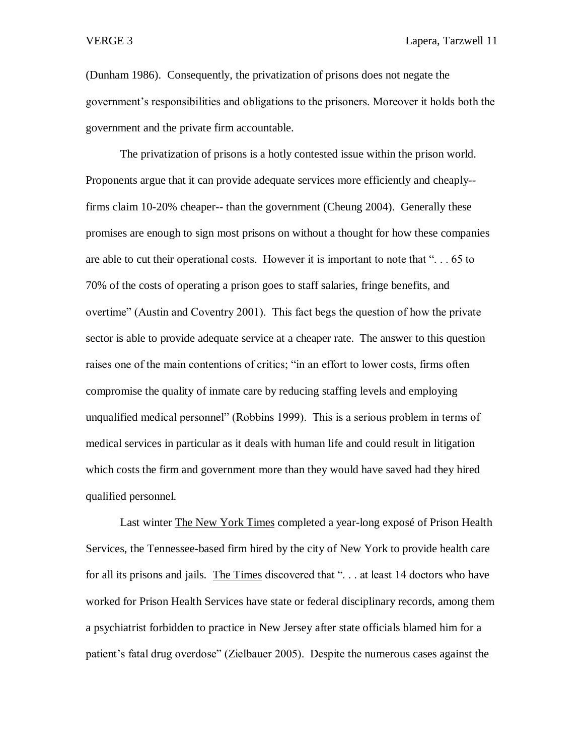(Dunham 1986). Consequently, the privatization of prisons does not negate the government's responsibilities and obligations to the prisoners. Moreover it holds both the government and the private firm accountable.

The privatization of prisons is a hotly contested issue within the prison world. Proponents argue that it can provide adequate services more efficiently and cheaply-- firms claim 10-20% cheaper-- than the government (Cheung 2004). Generally these promises are enough to sign most prisons on without a thought for how these companies are able to cut their operational costs. However it is important to note that ". . . 65 to 70% of the costs of operating a prison goes to staff salaries, fringe benefits, and overtime" (Austin and Coventry 2001). This fact begs the question of how the private sector is able to provide adequate service at a cheaper rate. The answer to this question raises one of the main contentions of critics; "in an effort to lower costs, firms often compromise the quality of inmate care by reducing staffing levels and employing unqualified medical personnel" (Robbins 1999). This is a serious problem in terms of medical services in particular as it deals with human life and could result in litigation which costs the firm and government more than they would have saved had they hired qualified personnel.

Last winter <u>The New York Times</u> completed a year-long exposé of Prison Health Services, the Tennessee-based firm hired by the city of New York to provide health care for all its prisons and jails. <u>The Times</u> discovered that ". . . at least 14 doctors who have worked for Prison Health Services have state or federal disciplinary records, among them a psychiatrist forbidden to practice in New Jersey after state officials blamed him for a patient's fatal drug overdose" (Zielbauer 2005). Despite the numerous cases against the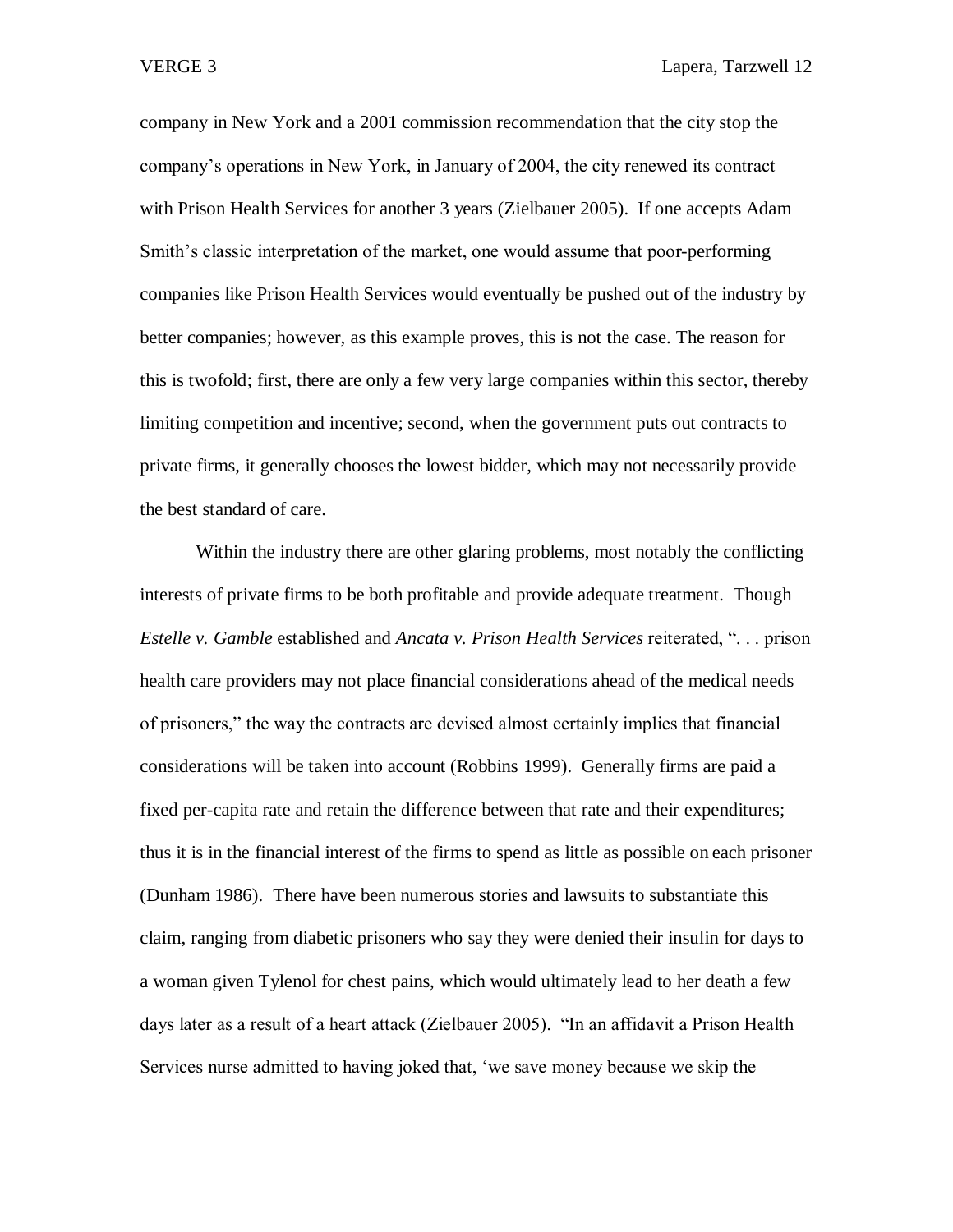company in New York and a 2001 commission recommendation that the city stop the company's operations in New York, in January of 2004, the city renewed its contract with Prison Health Services for another 3 years (Zielbauer 2005). If one accepts Adam Smith's classic interpretation of the market, one would assume that poor-performing companies like Prison Health Services would eventually be pushed out of the industry by better companies; however, as this example proves, this is not the case. The reason for this is twofold; first, there are only a few very large companies within this sector, thereby limiting competition and incentive; second, when the government puts out contracts to private firms, it generally chooses the lowest bidder, which may not necessarily provide the best standard of care.

Within the industry there are other glaring problems, most notably the conflicting interests of private firms to be both profitable and provide adequate treatment. Though *Estelle v. Gamble* established and *Ancata v. Prison Health Services* reiterated, ". . . prison health care providers may not place financial considerations ahead of the medical needs of prisoners," the way the contracts are devised almost certainly implies that financial considerations will be taken into account (Robbins 1999). Generally firms are paid a fixed per-capita rate and retain the difference between that rate and their expenditures; thus it is in the financial interest of the firms to spend as little as possible on each prisoner (Dunham 1986). There have been numerous stories and lawsuits to substantiate this claim, ranging from diabetic prisoners who say they were denied their insulin for days to a woman given Tylenol for chest pains, which would ultimately lead to her death a few days later as a result of a heart attack (Zielbauer 2005). "In an affidavit a Prison Health Services nurse admitted to having joked that, 'we save money because we skip the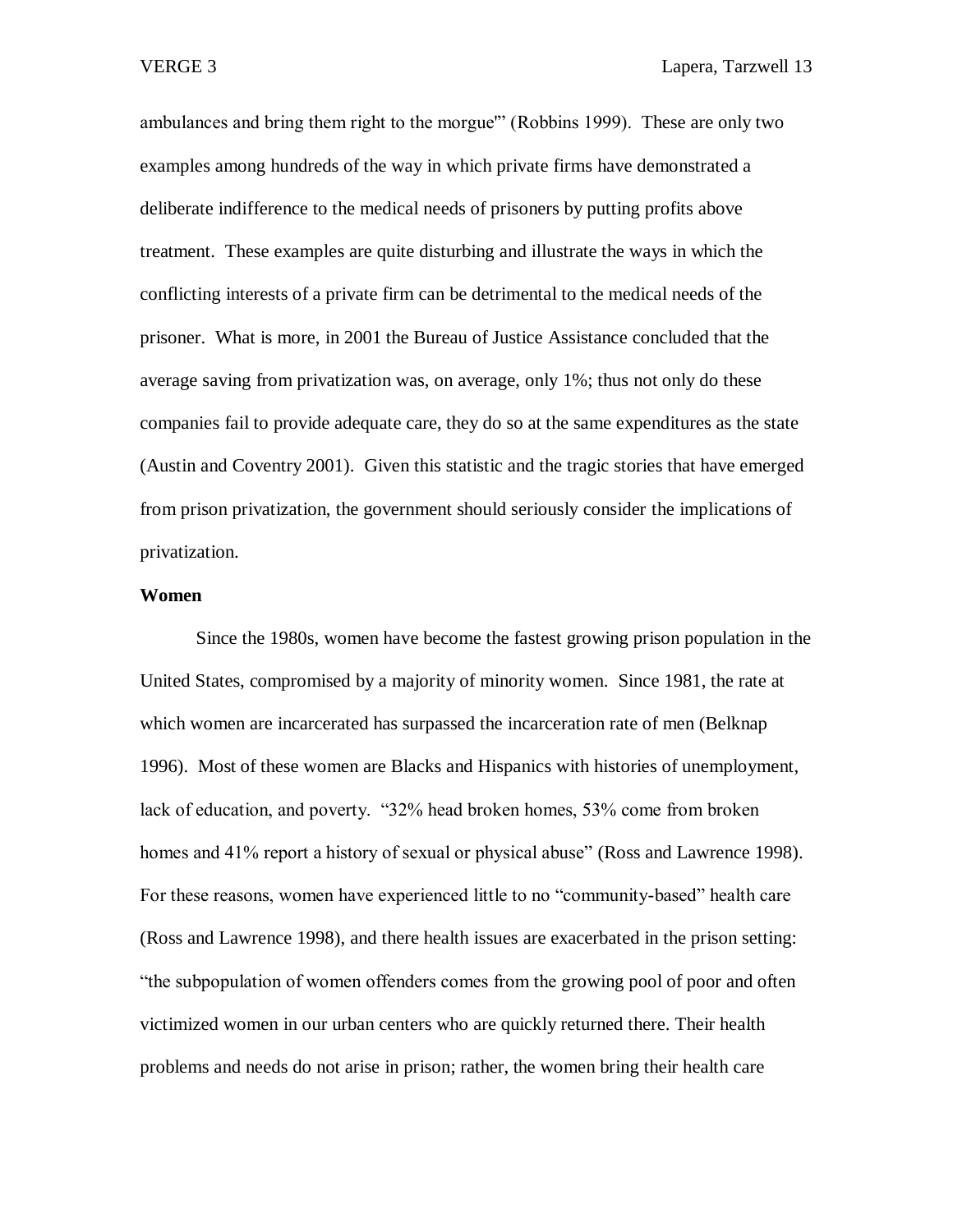ambulances and bring them right to the morgue'" (Robbins 1999). These are only two examples among hundreds of the way in which private firms have demonstrated a deliberate indifference to the medical needs of prisoners by putting profits above treatment. These examples are quite disturbing and illustrate the ways in which the conflicting interests of a private firm can be detrimental to the medical needs of the prisoner. What is more, in 2001 the Bureau of Justice Assistance concluded that the average saving from privatization was, on average, only 1%; thus not only do these companies fail to provide adequate care, they do so at the same expenditures as the state (Austin and Coventry 2001). Given this statistic and the tragic stories that have emerged from prison privatization, the government should seriously consider the implications of privatization.

**Women**

Since the 1980s, women have become the fastest growing prison population in the United States, compromised by a majority of minority women. Since 1981, the rate at which women are incarcerated has surpassed the incarceration rate of men (Belknap 1996). Most of these women are Blacks and Hispanics with histories of unemployment, lack of education, and poverty. "32% head broken homes, 53% come from broken homes and 41% report a history of sexual or physical abuse" (Ross and Lawrence 1998). For these reasons, women have experienced little to no "community-based" health care (Ross and Lawrence 1998), and there health issues are exacerbated in the prison setting: "the subpopulation of women offenders comes from the growing pool of poor and often victimized women in our urban centers who are quickly returned there. Their health problems and needs do not arise in prison; rather, the women bring their health care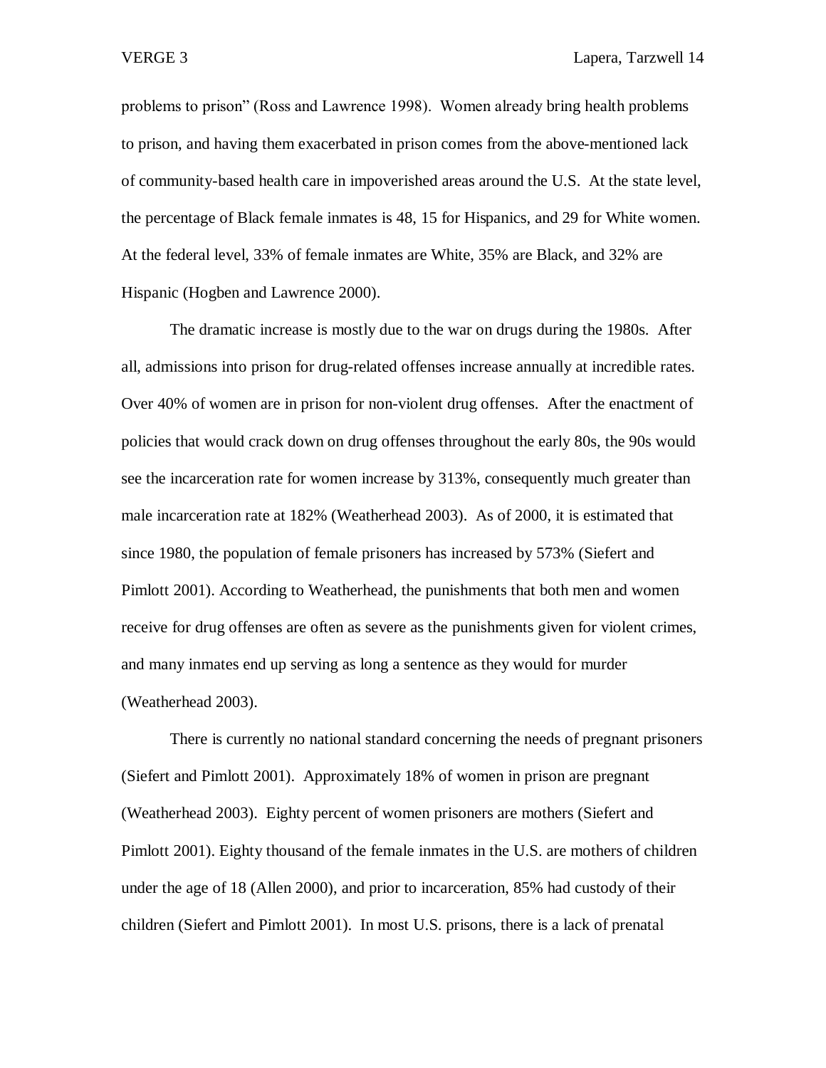problems to prison" (Ross and Lawrence 1998). Women already bring health problems to prison, and having them exacerbated in prison comes from the above-mentioned lack of community-based health care in impoverished areas around the U.S. At the state level, the percentage of Black female inmates is 48, 15 for Hispanics, and 29 for White women. At the federal level, 33% of female inmates are White, 35% are Black, and 32% are Hispanic (Hogben and Lawrence 2000).

The dramatic increase is mostly due to the war on drugs during the 1980s. After all, admissions into prison for drug-related offenses increase annually at incredible rates. Over 40% of women are in prison for non-violent drug offenses. After the enactment of policies that would crack down on drug offenses throughout the early 80s, the 90s would see the incarceration rate for women increase by 313%, consequently much greater than male incarceration rate at 182% (Weatherhead 2003). As of 2000, it is estimated that since 1980, the population of female prisoners has increased by 573% (Siefert and Pimlott 2001). According to Weatherhead, the punishments that both men and women receive for drug offenses are often as severe as the punishments given for violent crimes, and many inmates end up serving as long a sentence as they would for murder (Weatherhead 2003).

There is currently no national standard concerning the needs of pregnant prisoners (Siefert and Pimlott 2001). Approximately 18% of women in prison are pregnant (Weatherhead 2003). Eighty percent of women prisoners are mothers (Siefert and Pimlott 2001). Eighty thousand of the female inmates in the U.S. are mothers of children under the age of 18 (Allen 2000), and prior to incarceration, 85% had custody of their children (Siefert and Pimlott 2001). In most U.S. prisons, there is a lack of prenatal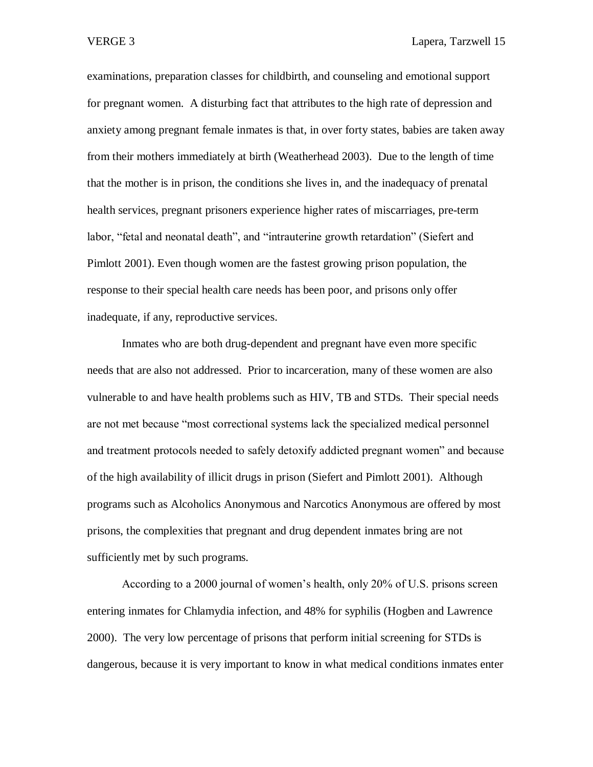examinations, preparation classes for childbirth, and counseling and emotional support for pregnant women. A disturbing fact that attributes to the high rate of depression and anxiety among pregnant female inmates is that, in over forty states, babies are taken away from their mothers immediately at birth (Weatherhead 2003). Due to the length of time that the mother is in prison, the conditions she lives in, and the inadequacy of prenatal health services, pregnant prisoners experience higher rates of miscarriages, pre-term labor, "fetal and neonatal death", and "intrauterine growth retardation" (Siefert and Pimlott 2001). Even though women are the fastest growing prison population, the response to their special health care needs has been poor, and prisons only offer inadequate, if any, reproductive services.

Inmates who are both drug-dependent and pregnant have even more specific needs that are also not addressed. Prior to incarceration, many of these women are also vulnerable to and have health problems such as HIV, TB and STDs. Their special needs are not met because "most correctional systems lack the specialized medical personnel and treatment protocols needed to safely detoxify addicted pregnant women" and because of the high availability of illicit drugs in prison (Siefert and Pimlott 2001). Although programs such as Alcoholics Anonymous and Narcotics Anonymous are offered by most prisons, the complexities that pregnant and drug dependent inmates bring are not sufficiently met by such programs.

According to a 2000 journal of women's health, only 20% of U.S. prisons screen entering inmates for Chlamydia infection, and 48% for syphilis (Hogben and Lawrence 2000). The very low percentage of prisons that perform initial screening for STDs is dangerous, because it is very important to know in what medical conditions inmates enter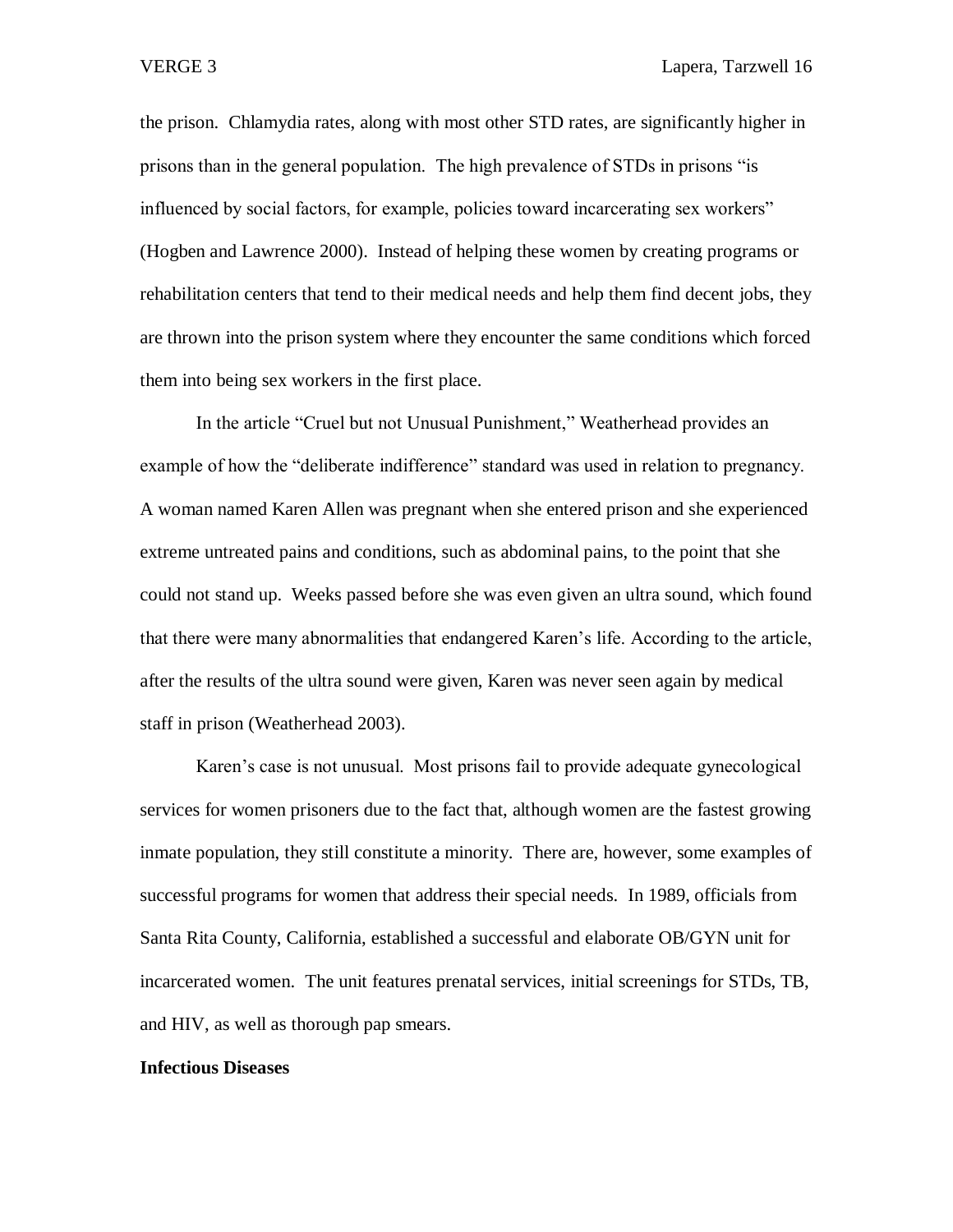the prison. Chlamydia rates, along with most other STD rates, are significantly higher in prisons than in the general population. The high prevalence of STDs in prisons "is influenced by social factors, for example, policies toward incarcerating sex workers" (Hogben and Lawrence 2000). Instead of helping these women by creating programs or rehabilitation centers that tend to their medical needs and help them find decent jobs, they are thrown into the prison system where they encounter the same conditions which forced them into being sex workers in the first place.

In the article "Cruel but not Unusual Punishment," Weatherhead provides an example of how the "deliberate indifference" standard was used in relation to pregnancy. A woman named Karen Allen was pregnant when she entered prison and she experienced extreme untreated pains and conditions, such as abdominal pains, to the point that she could not stand up. Weeks passed before she was even given an ultra sound, which found that there were many abnormalities that endangered Karen's life. According to the article, after the results of the ultra sound were given, Karen was never seen again by medical staff in prison (Weatherhead 2003).

Karen's case is not unusual. Most prisons fail to provide adequate gynecological services for women prisoners due to the fact that, although women are the fastest growing inmate population, they still constitute a minority. There are, however, some examples of successful programs for women that address their special needs. In 1989, officials from Santa Rita County, California, established a successful and elaborate OB/GYN unit for incarcerated women. The unit features prenatal services, initial screenings for STDs, TB, and HIV, as well as thorough pap smears.

**Infectious Diseases**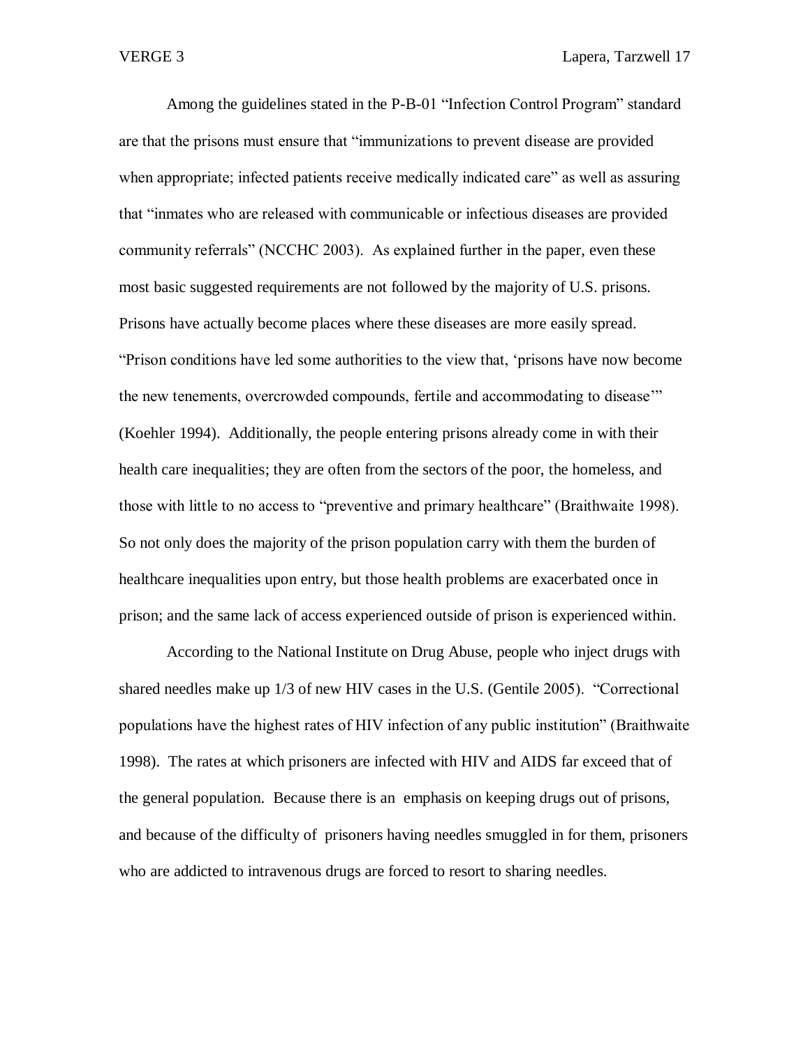Among the guidelines stated in the P-B-01 "Infection Control Program" standard are that the prisons must ensure that "immunizations to prevent disease are provided when appropriate; infected patients receive medically indicated care" as well as assuring that "inmates who are released with communicable or infectious diseases are provided community referrals" (NCCHC 2003). As explained further in the paper, even these most basic suggested requirements are not followed by the majority of U.S. prisons. Prisons have actually become places where these diseases are more easily spread. "Prison conditions have led some authorities to the view that, 'prisons have now become the new tenements, overcrowded compounds, fertile and accommodating to disease'" (Koehler 1994). Additionally, the people entering prisons already come in with their health care inequalities; they are often from the sectors of the poor, the homeless, and those with little to no access to "preventive and primary healthcare" (Braithwaite 1998). So not only does the majority of the prison population carry with them the burden of healthcare inequalities upon entry, but those health problems are exacerbated once in prison; and the same lack of access experienced outside of prison is experienced within.

According to the National Institute on Drug Abuse, people who inject drugs with shared needles make up 1/3 of new HIV cases in the U.S. (Gentile 2005). "Correctional populations have the highest rates of HIV infection of any public institution" (Braithwaite 1998). The rates at which prisoners are infected with HIV and AIDS far exceed that of the general population. Because there is an emphasis on keeping drugs out of prisons, and because of the difficulty of prisoners having needles smuggled in for them, prisoners who are addicted to intravenous drugs are forced to resort to sharing needles.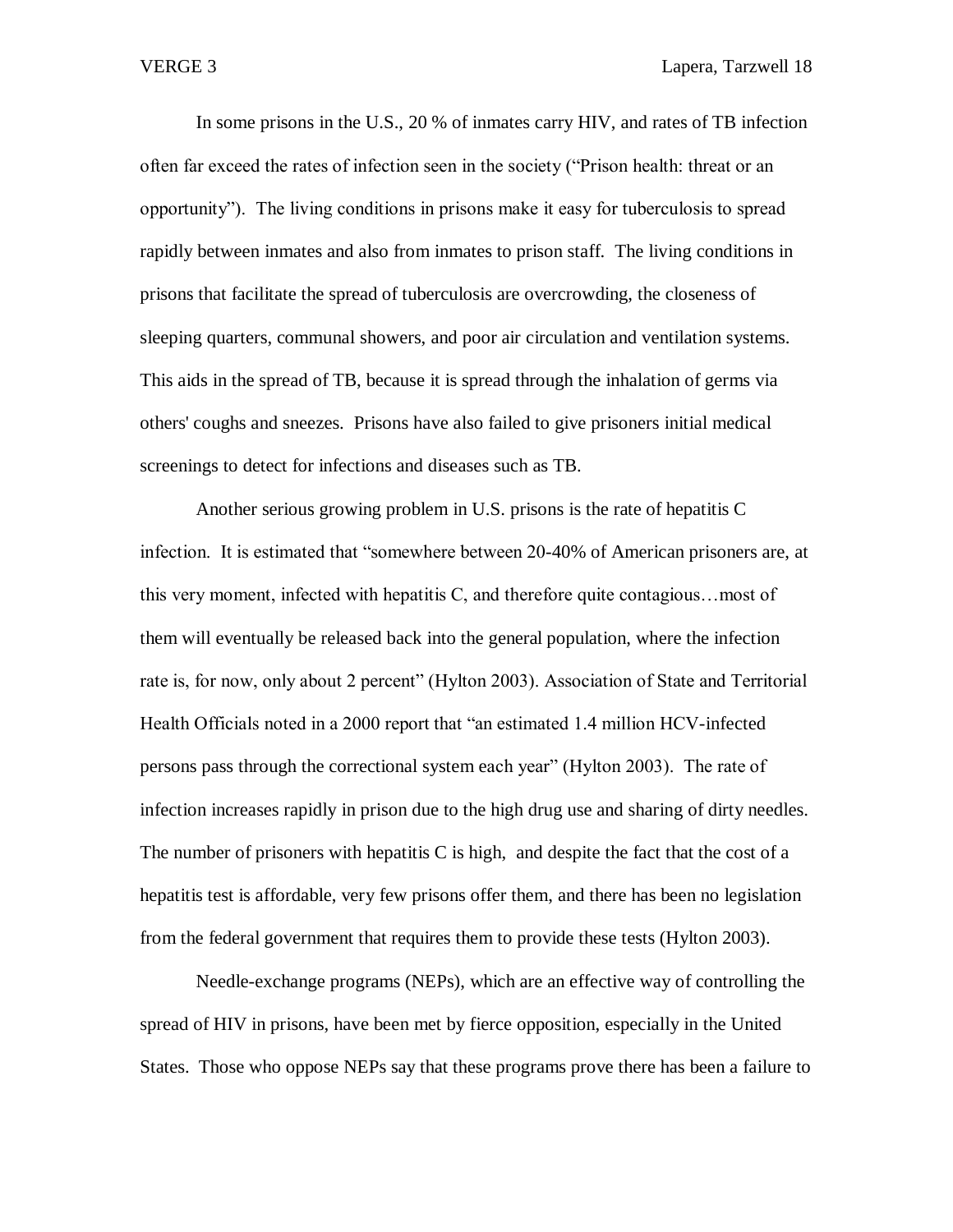In some prisons in the U.S., 20 % of inmates carry HIV, and rates of TB infection often far exceed the rates of infection seen in the society ("Prison health: threat or an opportunity"). The living conditions in prisons make it easy for tuberculosis to spread rapidly between inmates and also from inmates to prison staff. The living conditions in prisons that facilitate the spread of tuberculosis are overcrowding, the closeness of sleeping quarters, communal showers, and poor air circulation and ventilation systems. This aids in the spread of TB, because it is spread through the inhalation of germs via others' coughs and sneezes. Prisons have also failed to give prisoners initial medical screenings to detect for infections and diseases such as TB.

Another serious growing problem in U.S. prisons is the rate of hepatitis C infection. It is estimated that "somewhere between 20-40% of American prisoners are, at this very moment, infected with hepatitis C, and therefore quite contagious…most of them will eventually be released back into the general population, where the infection rate is, for now, only about 2 percent" (Hylton 2003). Association of State and Territorial Health Officials noted in a 2000 report that "an estimated 1.4 million HCV-infected persons pass through the correctional system each year" (Hylton 2003). The rate of infection increases rapidly in prison due to the high drug use and sharing of dirty needles. The number of prisoners with hepatitis C is high, and despite the fact that the cost of a hepatitis test is affordable, very few prisons offer them, and there has been no legislation from the federal government that requires them to provide these tests (Hylton 2003).

Needle-exchange programs (NEPs), which are an effective way of controlling the spread of HIV in prisons, have been met by fierce opposition, especially in the United States. Those who oppose NEPs say that these programs prove there has been a failure to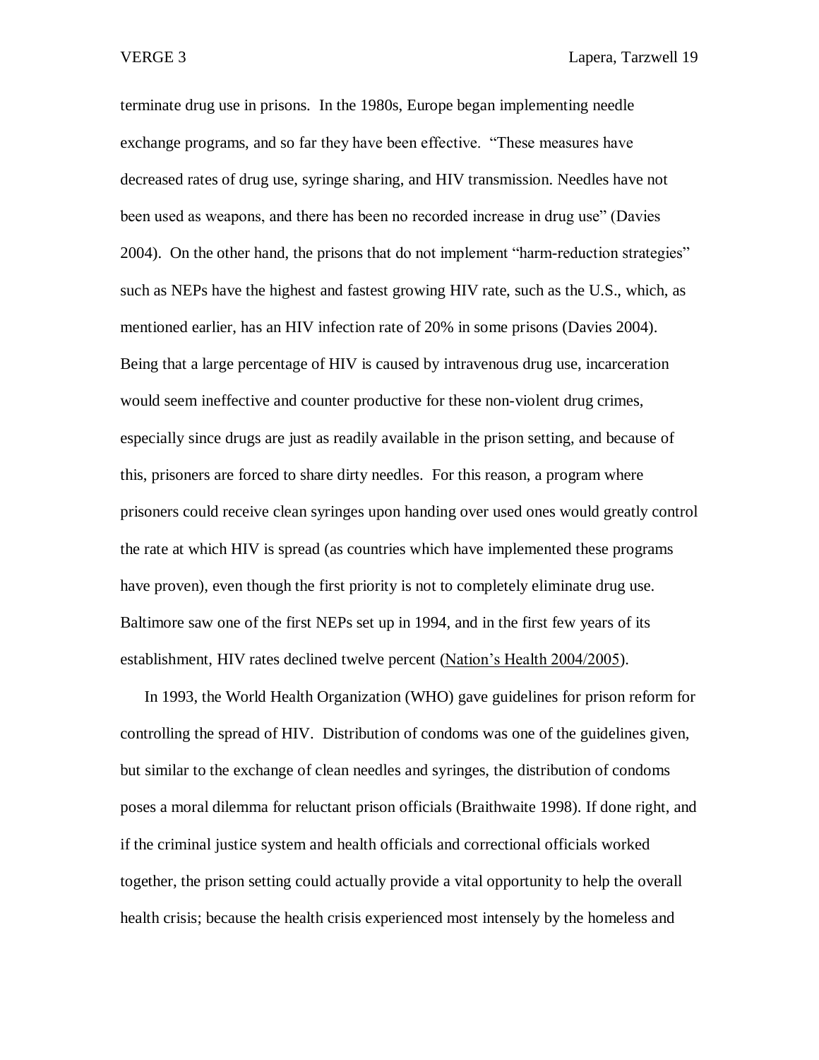terminate drug use in prisons. In the 1980s, Europe began implementing needle exchange programs, and so far they have been effective. "These measures have decreased rates of drug use, syringe sharing, and HIV transmission. Needles have not been used as weapons, and there has been no recorded increase in drug use" (Davies 2004). On the other hand, the prisons that do not implement "harm-reduction strategies" such as NEPs have the highest and fastest growing HIV rate, such as the U.S., which, as mentioned earlier, has an HIV infection rate of 20% in some prisons (Davies 2004). Being that a large percentage of HIV is caused by intravenous drug use, incarceration would seem ineffective and counter productive for these non-violent drug crimes, especially since drugs are just as readily available in the prison setting, and because of this, prisoners are forced to share dirty needles. For this reason, a program where prisoners could receive clean syringes upon handing over used ones would greatly control the rate at which HIV is spread (as countries which have implemented these programs have proven), even though the first priority is not to completely eliminate drug use. Baltimore saw one of the first NEPs set up in 1994, and in the first few years of its establishment, HIV rates declined twelve percent (Nation's Health 2004/2005).

In 1993, the World Health Organization (WHO) gave guidelines for prison reform for controlling the spread of HIV. Distribution of condoms was one of the guidelines given, but similar to the exchange of clean needles and syringes, the distribution of condoms poses a moral dilemma for reluctant prison officials (Braithwaite 1998). If done right, and if the criminal justice system and health officials and correctional officials worked together, the prison setting could actually provide a vital opportunity to help the overall health crisis; because the health crisis experienced most intensely by the homeless and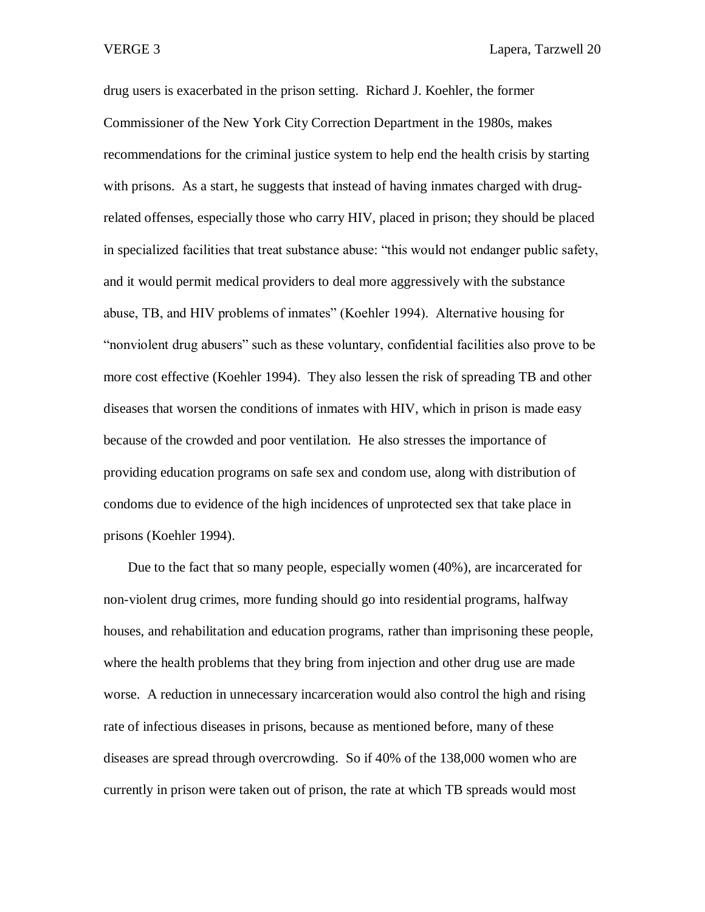drug users is exacerbated in the prison setting. Richard J. Koehler, the former Commissioner of the New York City Correction Department in the 1980s, makes recommendations for the criminal justice system to help end the health crisis by starting with prisons. As a start, he suggests that instead of having inmates charged with drug-related offenses, especially those who carry HIV, placed in prison; they should be placed in specialized facilities that treat substance abuse: "this would not endanger public safety, and it would permit medical providers to deal more aggressively with the substance abuse, TB, and HIV problems of inmates" (Koehler 1994). Alternative housing for "nonviolent drug abusers" such as these voluntary, confidential facilities also prove to be more cost effective (Koehler 1994). They also lessen the risk of spreading TB and other diseases that worsen the conditions of inmates with HIV, which in prison is made easy because of the crowded and poor ventilation. He also stresses the importance of providing education programs on safe sex and condom use, along with distribution of condoms due to evidence of the high incidences of unprotected sex that take place in prisons (Koehler 1994).

Due to the fact that so many people, especially women (40%), are incarcerated for non-violent drug crimes, more funding should go into residential programs, halfway houses, and rehabilitation and education programs, rather than imprisoning these people, where the health problems that they bring from injection and other drug use are made worse. A reduction in unnecessary incarceration would also control the high and rising rate of infectious diseases in prisons, because as mentioned before, many of these diseases are spread through overcrowding. So if 40% of the 138,000 women who are currently in prison were taken out of prison, the rate at which TB spreads would most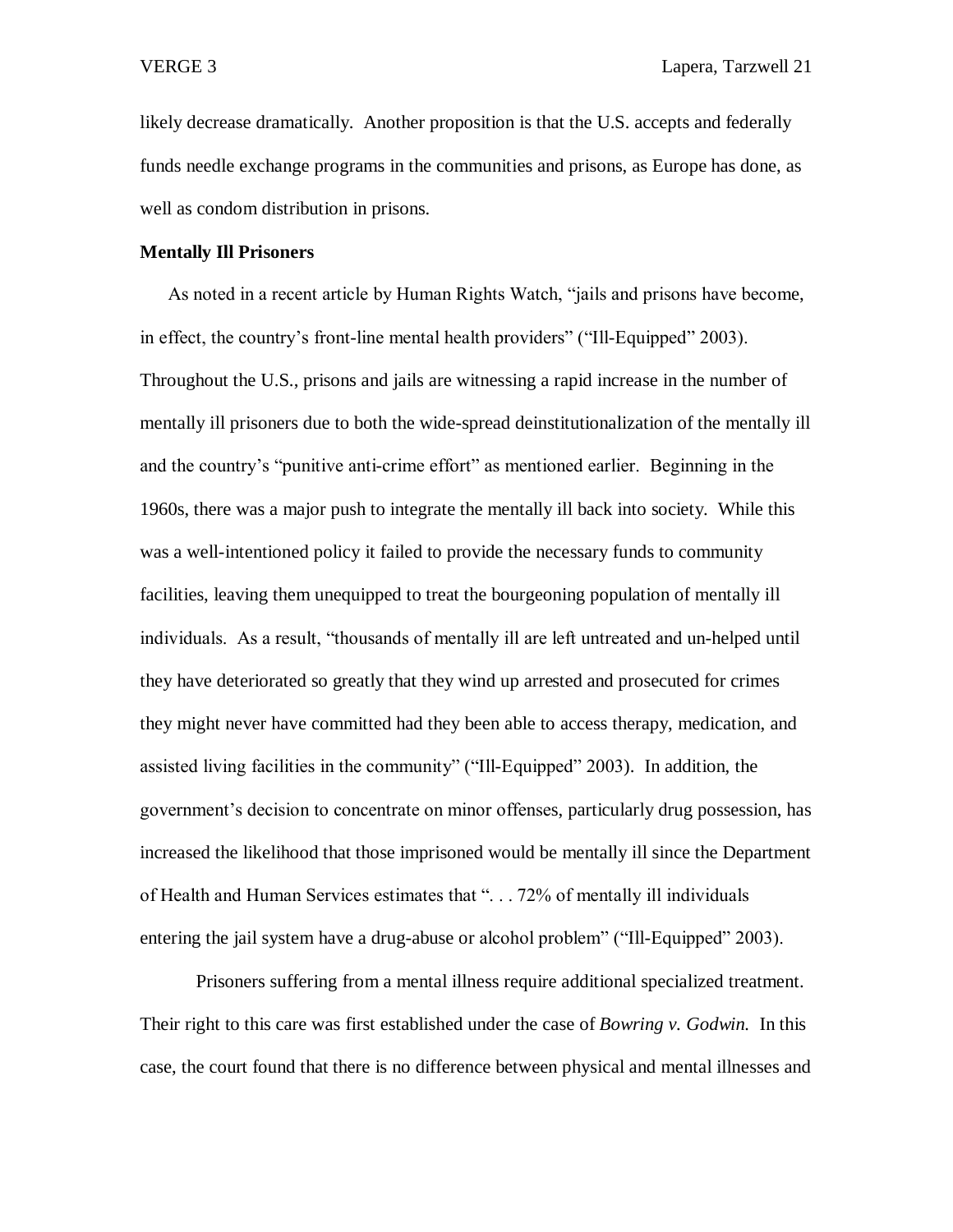likely decrease dramatically. Another proposition is that the U.S. accepts and federally funds needle exchange programs in the communities and prisons, as Europe has done, as well as condom distribution in prisons.

**Mentally Ill Prisoners**

As noted in a recent article by Human Rights Watch, "jails and prisons have become, in effect, the country's front-line mental health providers" ("Ill-Equipped" 2003). Throughout the U.S., prisons and jails are witnessing a rapid increase in the number of mentally ill prisoners due to both the wide-spread deinstitutionalization of the mentally ill and the country's "punitive anti-crime effort" as mentioned earlier. Beginning in the 1960s, there was a major push to integrate the mentally ill back into society. While this was a well-intentioned policy it failed to provide the necessary funds to community facilities, leaving them unequipped to treat the bourgeoning population of mentally ill individuals. As a result, "thousands of mentally ill are left untreated and un-helped until they have deteriorated so greatly that they wind up arrested and prosecuted for crimes they might never have committed had they been able to access therapy, medication, and assisted living facilities in the community" ("Ill-Equipped" 2003). In addition, the government's decision to concentrate on minor offenses, particularly drug possession, has increased the likelihood that those imprisoned would be mentally ill since the Department of Health and Human Services estimates that ". . . 72% of mentally ill individuals entering the jail system have a drug-abuse or alcohol problem" ("Ill-Equipped" 2003).

Prisoners suffering from a mental illness require additional specialized treatment. Their right to this care was first established under the case of *Bowring v. Godwin.* In this case, the court found that there is no difference between physical and mental illnesses and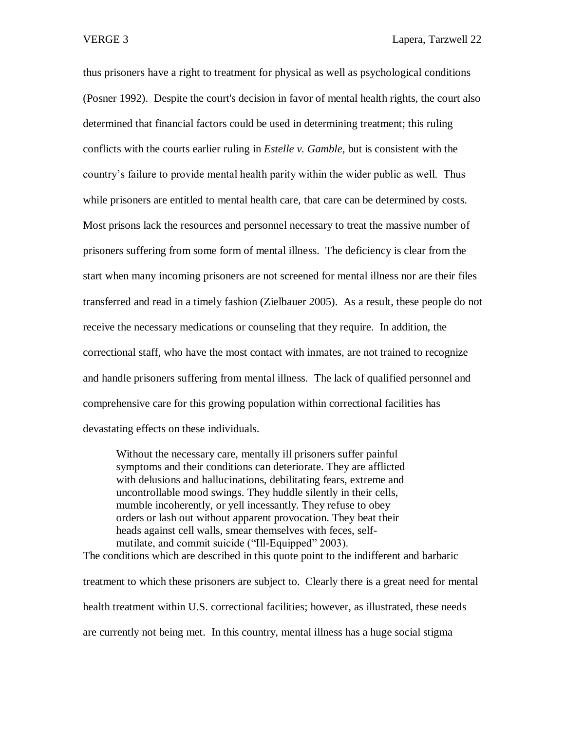thus prisoners have a right to treatment for physical as well as psychological conditions (Posner 1992). Despite the court's decision in favor of mental health rights, the court also determined that financial factors could be used in determining treatment; this ruling conflicts with the courts earlier ruling in *Estelle v. Gamble,* but is consistent with the country's failure to provide mental health parity within the wider public as well. Thus while prisoners are entitled to mental health care, that care can be determined by costs. Most prisons lack the resources and personnel necessary to treat the massive number of prisoners suffering from some form of mental illness. The deficiency is clear from the start when many incoming prisoners are not screened for mental illness nor are their files transferred and read in a timely fashion (Zielbauer 2005). As a result, these people do not receive the necessary medications or counseling that they require. In addition, the correctional staff, who have the most contact with inmates, are not trained to recognize and handle prisoners suffering from mental illness. The lack of qualified personnel and comprehensive care for this growing population within correctional facilities has devastating effects on these individuals.

> Without the necessary care, mentally ill prisoners suffer painful symptoms and their conditions can deteriorate. They are afflicted with delusions and hallucinations, debilitating fears, extreme and uncontrollable mood swings. They huddle silently in their cells, mumble incoherently, or yell incessantly. They refuse to obey orders or lash out without apparent provocation. They beat their heads against cell walls, smear themselves with feces, self-mutilate, and commit suicide ("Ill-Equipped" 2003).

The conditions which are described in this quote point to the indifferent and barbaric treatment to which these prisoners are subject to. Clearly there is a great need for mental health treatment within U.S. correctional facilities; however, as illustrated, these needs are currently not being met. In this country, mental illness has a huge social stigma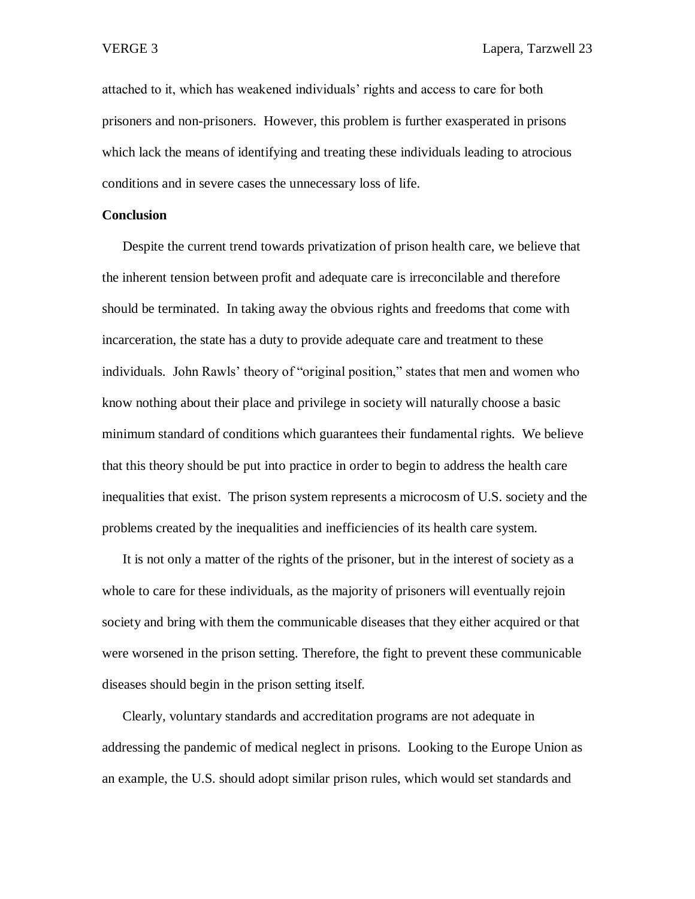attached to it, which has weakened individuals' rights and access to care for both prisoners and non-prisoners. However, this problem is further exasperated in prisons which lack the means of identifying and treating these individuals leading to atrocious conditions and in severe cases the unnecessary loss of life.

**Conclusion**

Despite the current trend towards privatization of prison health care, we believe that the inherent tension between profit and adequate care is irreconcilable and therefore should be terminated. In taking away the obvious rights and freedoms that come with incarceration, the state has a duty to provide adequate care and treatment to these individuals. John Rawls' theory of "original position," states that men and women who know nothing about their place and privilege in society will naturally choose a basic minimum standard of conditions which guarantees their fundamental rights. We believe that this theory should be put into practice in order to begin to address the health care inequalities that exist. The prison system represents a microcosm of U.S. society and the problems created by the inequalities and inefficiencies of its health care system.

It is not only a matter of the rights of the prisoner, but in the interest of society as a whole to care for these individuals, as the majority of prisoners will eventually rejoin society and bring with them the communicable diseases that they either acquired or that were worsened in the prison setting. Therefore, the fight to prevent these communicable diseases should begin in the prison setting itself.

Clearly, voluntary standards and accreditation programs are not adequate in addressing the pandemic of medical neglect in prisons. Looking to the Europe Union as an example, the U.S. should adopt similar prison rules, which would set standards and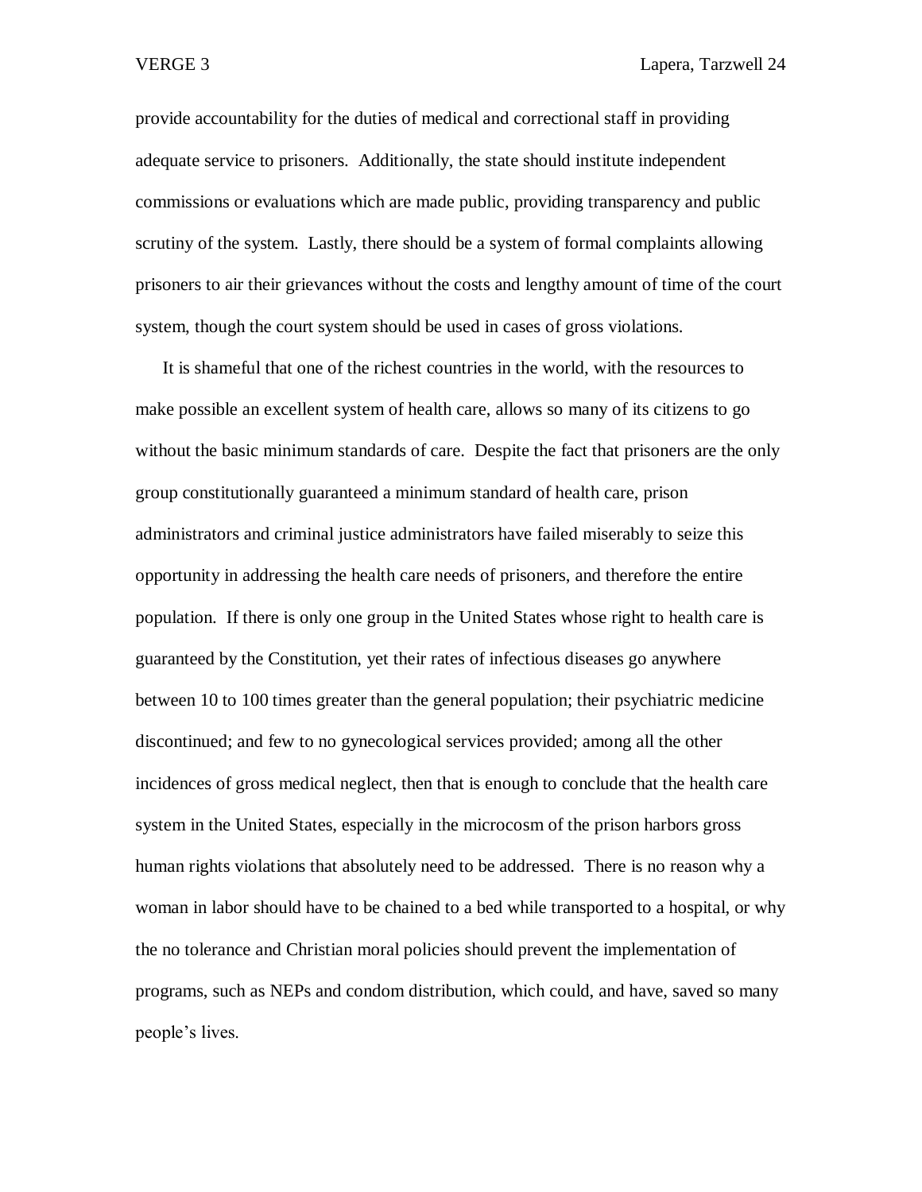provide accountability for the duties of medical and correctional staff in providing adequate service to prisoners. Additionally, the state should institute independent commissions or evaluations which are made public, providing transparency and public scrutiny of the system. Lastly, there should be a system of formal complaints allowing prisoners to air their grievances without the costs and lengthy amount of time of the court system, though the court system should be used in cases of gross violations.

It is shameful that one of the richest countries in the world, with the resources to make possible an excellent system of health care, allows so many of its citizens to go without the basic minimum standards of care. Despite the fact that prisoners are the only group constitutionally guaranteed a minimum standard of health care, prison administrators and criminal justice administrators have failed miserably to seize this opportunity in addressing the health care needs of prisoners, and therefore the entire population. If there is only one group in the United States whose right to health care is guaranteed by the Constitution, yet their rates of infectious diseases go anywhere between 10 to 100 times greater than the general population; their psychiatric medicine discontinued; and few to no gynecological services provided; among all the other incidences of gross medical neglect, then that is enough to conclude that the health care system in the United States, especially in the microcosm of the prison harbors gross human rights violations that absolutely need to be addressed. There is no reason why a woman in labor should have to be chained to a bed while transported to a hospital, or why the no tolerance and Christian moral policies should prevent the implementation of programs, such as NEPs and condom distribution, which could, and have, saved so many people's lives.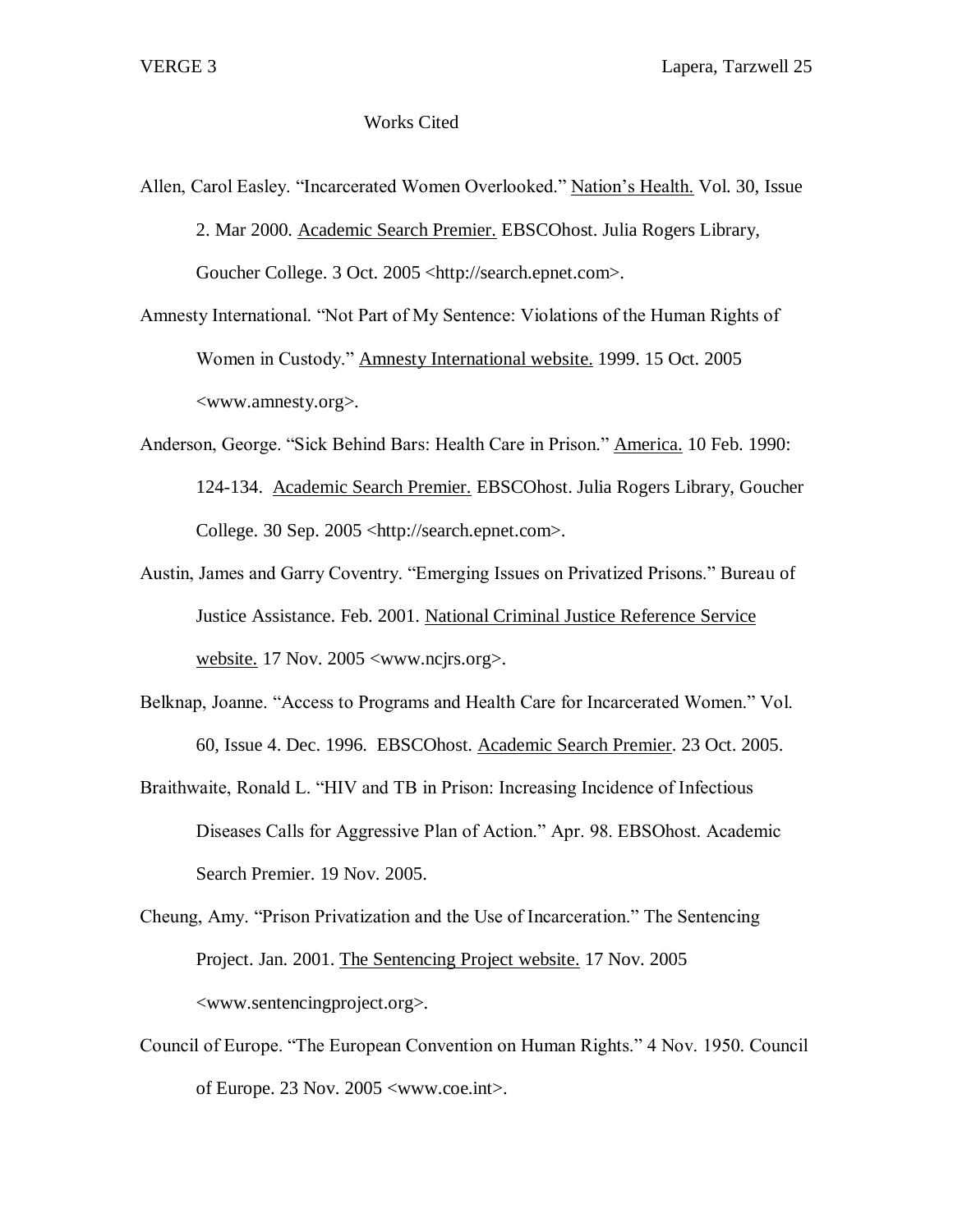# Works Cited

Allen, Carol Easley. "Incarcerated Women Overlooked." Nation's Health. Vol. 30, Issue 2. Mar 2000. Academic Search Premier. EBSCOhost. Julia Rogers Library, Goucher College. 3 Oct. 2005 <http://search.epnet.com>.

Amnesty International. "Not Part of My Sentence: Violations of the Human Rights of Women in Custody." Amnesty International website. 1999. 15 Oct. 2005 <www.amnesty.org>.

Anderson, George. "Sick Behind Bars: Health Care in Prison." America. 10 Feb. 1990: 124-134. Academic Search Premier. EBSCOhost. Julia Rogers Library, Goucher College. 30 Sep. 2005 <http://search.epnet.com>.

Austin, James and Garry Coventry. "Emerging Issues on Privatized Prisons." Bureau of Justice Assistance. Feb. 2001. National Criminal Justice Reference Service website. 17 Nov. 2005 <www.ncjrs.org>.

Belknap, Joanne. "Access to Programs and Health Care for Incarcerated Women." Vol. 60, Issue 4. Dec. 1996. EBSCOhost. Academic Search Premier. 23 Oct. 2005.

Braithwaite, Ronald L. "HIV and TB in Prison: Increasing Incidence of Infectious Diseases Calls for Aggressive Plan of Action." Apr. 98. EBSOhost. Academic Search Premier. 19 Nov. 2005.

Cheung, Amy. "Prison Privatization and the Use of Incarceration." The Sentencing Project. Jan. 2001. The Sentencing Project website. 17 Nov. 2005 <www.sentencingproject.org>.

Council of Europe. "The European Convention on Human Rights." 4 Nov. 1950. Council of Europe. 23 Nov. 2005 <www.coe.int>.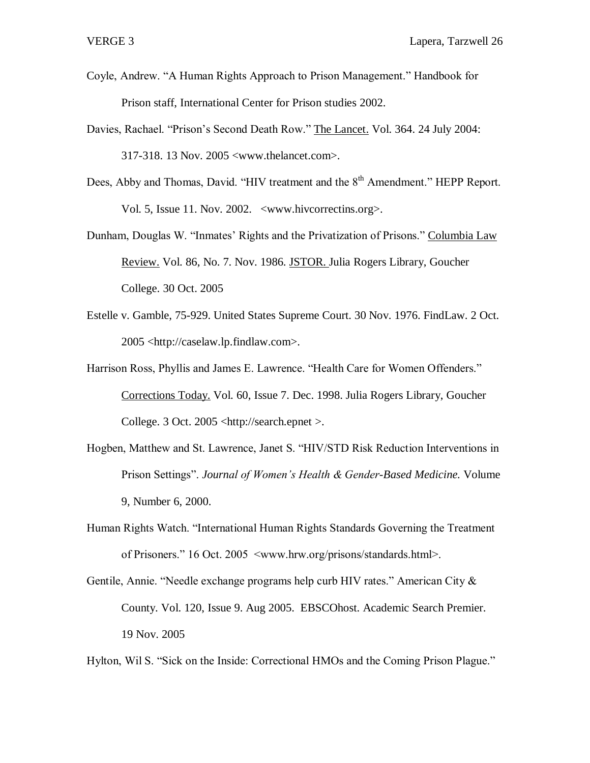Coyle, Andrew. "A Human Rights Approach to Prison Management." Handbook for Prison staff, International Center for Prison studies 2002.

Davies, Rachael. "Prison's Second Death Row." The Lancet. Vol. 364. 24 July 2004: 317-318. 13 Nov. 2005 <www.thelancet.com>.

Dees, Abby and Thomas, David. "HIV treatment and the 8th Amendment." HEPP Report. Vol. 5, Issue 11. Nov. 2002. <www.hivcorrectins.org>.

Dunham, Douglas W. "Inmates' Rights and the Privatization of Prisons." Columbia Law Review. Vol. 86, No. 7. Nov. 1986. JSTOR. Julia Rogers Library, Goucher College. 30 Oct. 2005

Estelle v. Gamble, 75-929. United States Supreme Court. 30 Nov. 1976. FindLaw. 2 Oct. 2005 <http://caselaw.lp.findlaw.com>.

Harrison Ross, Phyllis and James E. Lawrence. "Health Care for Women Offenders." Corrections Today. Vol. 60, Issue 7. Dec. 1998. Julia Rogers Library, Goucher College. 3 Oct. 2005 <http://search.epnet >.

Hogben, Matthew and St. Lawrence, Janet S. "HIV/STD Risk Reduction Interventions in Prison Settings". *Journal of Women's Health & Gender-Based Medicine.* Volume 9, Number 6, 2000.

Human Rights Watch. "International Human Rights Standards Governing the Treatment of Prisoners." 16 Oct. 2005 <www.hrw.org/prisons/standards.html>.

Gentile, Annie. "Needle exchange programs help curb HIV rates." American City & County. Vol. 120, Issue 9. Aug 2005. EBSCOhost. Academic Search Premier. 19 Nov. 2005

Hylton, Wil S. "Sick on the Inside: Correctional HMOs and the Coming Prison Plague."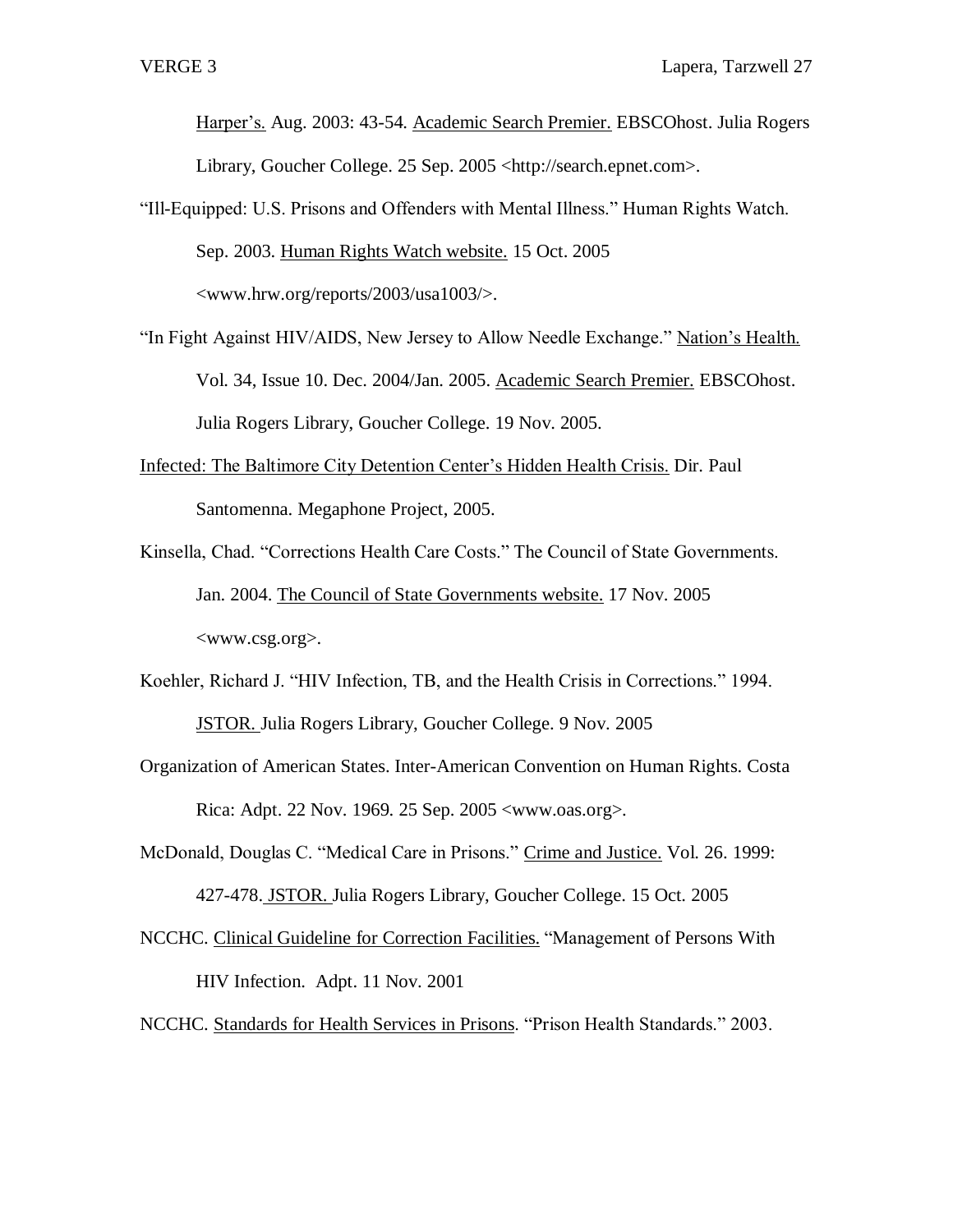Harper's. Aug. 2003: 43-54. Academic Search Premier. EBSCOhost. Julia Rogers Library, Goucher College. 25 Sep. 2005 <http://search.epnet.com>.

"Ill-Equipped: U.S. Prisons and Offenders with Mental Illness." Human Rights Watch. Sep. 2003. Human Rights Watch website. 15 Oct. 2005 <www.hrw.org/reports/2003/usa1003/>.

"In Fight Against HIV/AIDS, New Jersey to Allow Needle Exchange." Nation's Health. Vol. 34, Issue 10. Dec. 2004/Jan. 2005. Academic Search Premier. EBSCOhost. Julia Rogers Library, Goucher College. 19 Nov. 2005.

Infected: The Baltimore City Detention Center's Hidden Health Crisis. Dir. Paul Santomenna. Megaphone Project, 2005.

Kinsella, Chad. "Corrections Health Care Costs." The Council of State Governments. Jan. 2004. The Council of State Governments website. 17 Nov. 2005 <www.csg.org>.

Koehler, Richard J. "HIV Infection, TB, and the Health Crisis in Corrections." 1994. JSTOR. Julia Rogers Library, Goucher College. 9 Nov. 2005

Organization of American States. Inter-American Convention on Human Rights. Costa Rica: Adpt. 22 Nov. 1969. 25 Sep. 2005 <www.oas.org>.

McDonald, Douglas C. "Medical Care in Prisons." Crime and Justice. Vol. 26. 1999: 427-478. JSTOR. Julia Rogers Library, Goucher College. 15 Oct. 2005

NCCHC. Clinical Guideline for Correction Facilities. "Management of Persons With HIV Infection. Adpt. 11 Nov. 2001

NCCHC. Standards for Health Services in Prisons. "Prison Health Standards." 2003.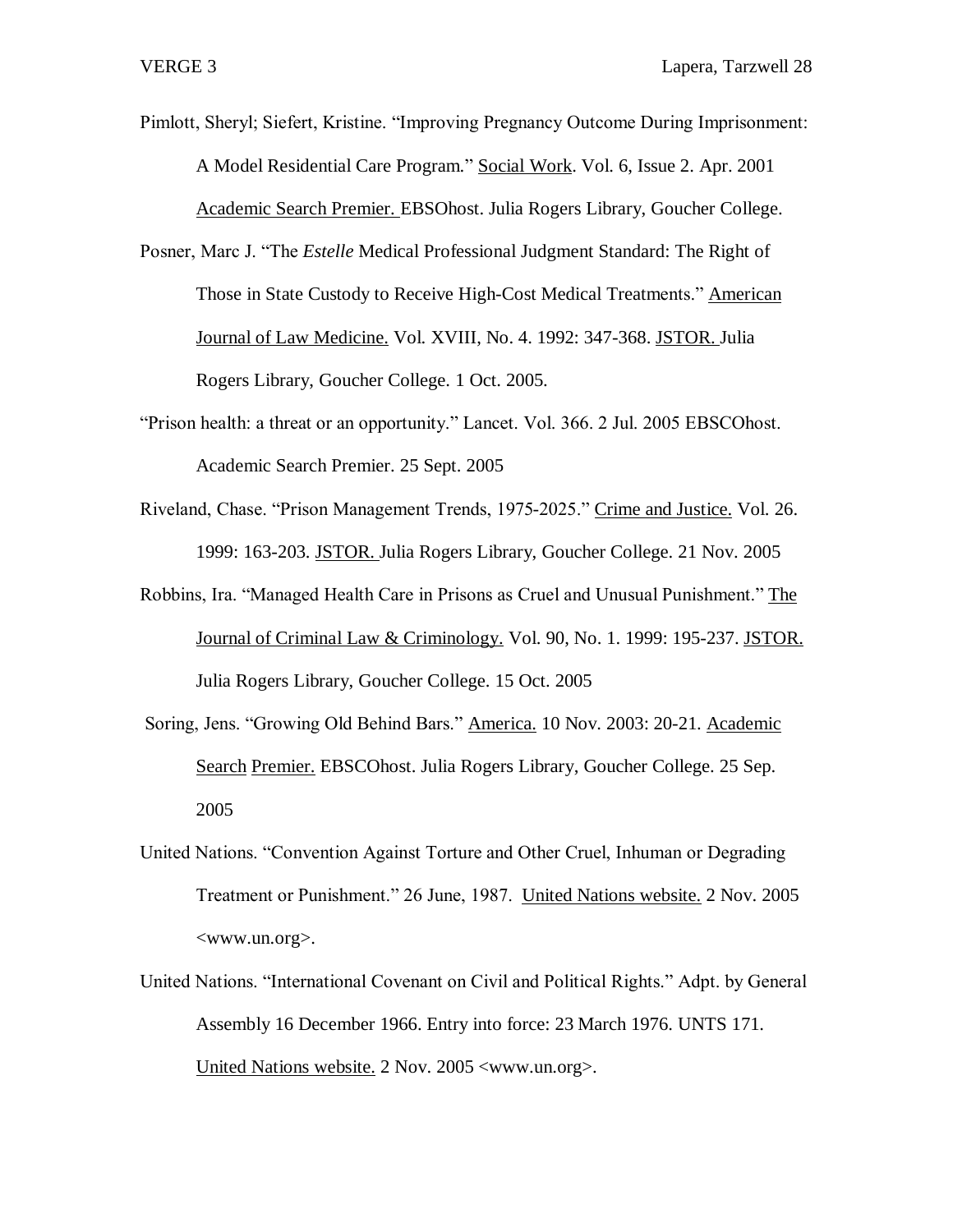Pimlott, Sheryl; Siefert, Kristine. "Improving Pregnancy Outcome During Imprisonment: A Model Residential Care Program." <u>Social Work</u>. Vol. 6, Issue 2. Apr. 2001 <u>Academic Search Premier.</u> EBSOhost. Julia Rogers Library, Goucher College.

Posner, Marc J. "The *Estelle* Medical Professional Judgment Standard: The Right of Those in State Custody to Receive High-Cost Medical Treatments." <u>American Journal of Law Medicine.</u> Vol. XVIII, No. 4. 1992: 347-368. <u>JSTOR.</u> Julia Rogers Library, Goucher College. 1 Oct. 2005.

"Prison health: a threat or an opportunity." Lancet. Vol. 366. 2 Jul. 2005 EBSCOhost. Academic Search Premier. 25 Sept. 2005

Riveland, Chase. "Prison Management Trends, 1975-2025." <u>Crime and Justice.</u> Vol. 26. 1999: 163-203. <u>JSTOR.</u> Julia Rogers Library, Goucher College. 21 Nov. 2005

Robbins, Ira. "Managed Health Care in Prisons as Cruel and Unusual Punishment." <u>The Journal of Criminal Law & Criminology.</u> Vol. 90, No. 1. 1999: 195-237. <u>JSTOR.</u> Julia Rogers Library, Goucher College. 15 Oct. 2005

Soring, Jens. "Growing Old Behind Bars." <u>America.</u> 10 Nov. 2003: 20-21. <u>Academic Search</u> <u>Premier.</u> EBSCOhost. Julia Rogers Library, Goucher College. 25 Sep. 2005

United Nations. "Convention Against Torture and Other Cruel, Inhuman or Degrading Treatment or Punishment." 26 June, 1987. <u>United Nations website.</u> 2 Nov. 2005 <www.un.org>.

United Nations. "International Covenant on Civil and Political Rights." Adpt. by General Assembly 16 December 1966. Entry into force: 23 March 1976. UNTS 171. <u>United Nations website.</u> 2 Nov. 2005 <www.un.org>.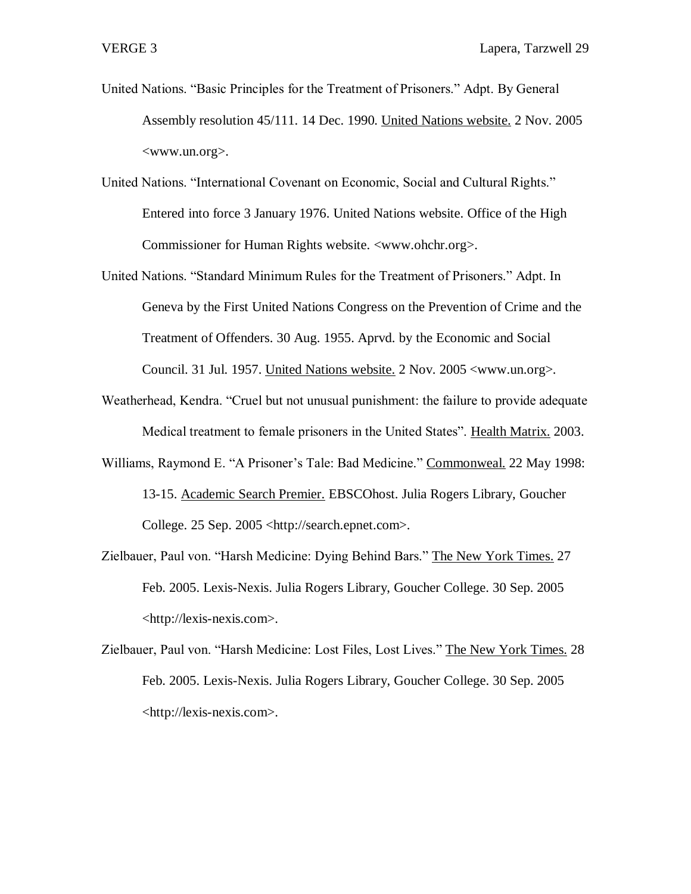United Nations. "Basic Principles for the Treatment of Prisoners." Adpt. By General Assembly resolution 45/111. 14 Dec. 1990. United Nations website. 2 Nov. 2005 <www.un.org>.

United Nations. "International Covenant on Economic, Social and Cultural Rights." Entered into force 3 January 1976. United Nations website. Office of the High Commissioner for Human Rights website. <www.ohchr.org>.

United Nations. "Standard Minimum Rules for the Treatment of Prisoners." Adpt. In Geneva by the First United Nations Congress on the Prevention of Crime and the Treatment of Offenders. 30 Aug. 1955. Aprvd. by the Economic and Social Council. 31 Jul. 1957. United Nations website. 2 Nov. 2005 <www.un.org>.

Weatherhead, Kendra. "Cruel but not unusual punishment: the failure to provide adequate Medical treatment to female prisoners in the United States". Health Matrix. 2003.

Williams, Raymond E. "A Prisoner's Tale: Bad Medicine." Commonweal. 22 May 1998: 13-15. Academic Search Premier. EBSCOhost. Julia Rogers Library, Goucher College. 25 Sep. 2005 <http://search.epnet.com>.

Zielbauer, Paul von. "Harsh Medicine: Dying Behind Bars." The New York Times. 27 Feb. 2005. Lexis-Nexis. Julia Rogers Library, Goucher College. 30 Sep. 2005 <http://lexis-nexis.com>.

Zielbauer, Paul von. "Harsh Medicine: Lost Files, Lost Lives." The New York Times. 28 Feb. 2005. Lexis-Nexis. Julia Rogers Library, Goucher College. 30 Sep. 2005 <http://lexis-nexis.com>.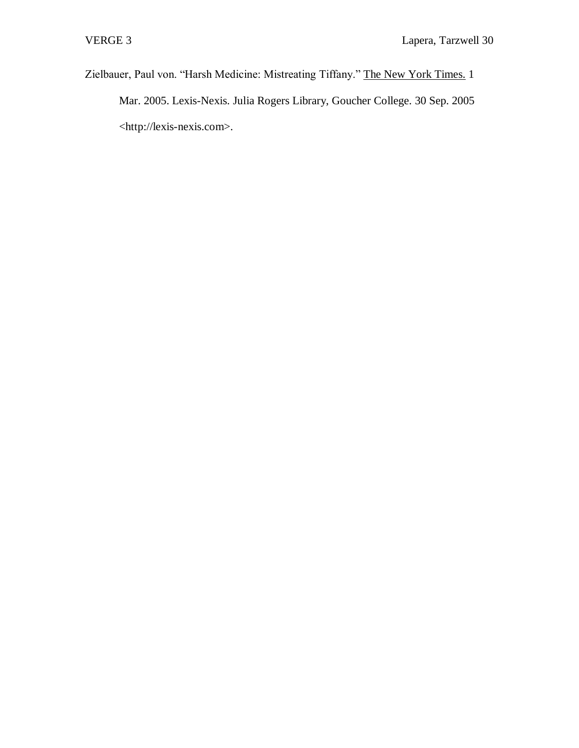Zielbauer, Paul von. “Harsh Medicine: Mistreating Tiffany.” The New York Times. 1 Mar. 2005. Lexis-Nexis. Julia Rogers Library, Goucher College. 30 Sep. 2005 <http://lexis-nexis.com>.